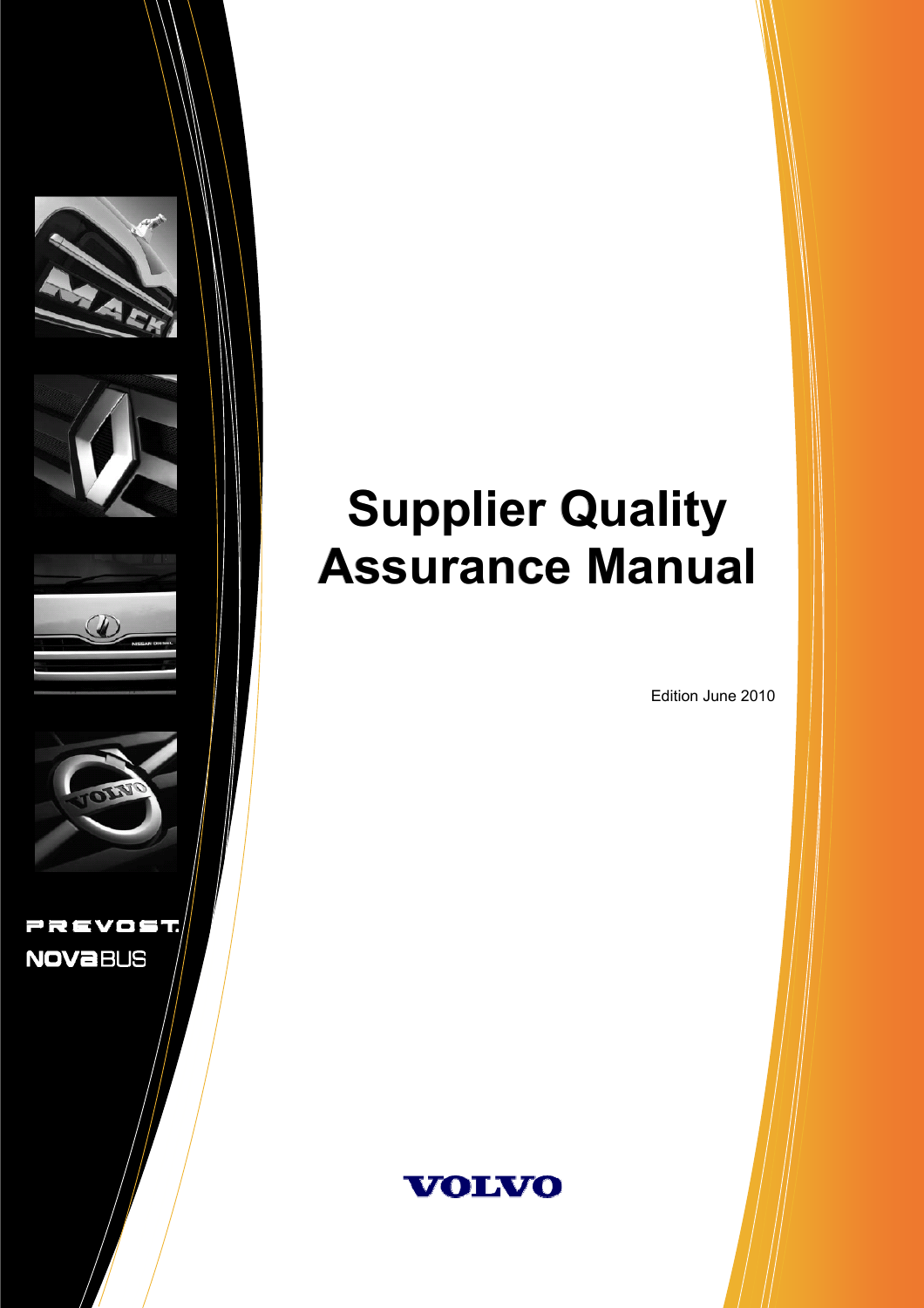# Supplier Quality Assurance Manual

Edition June 2010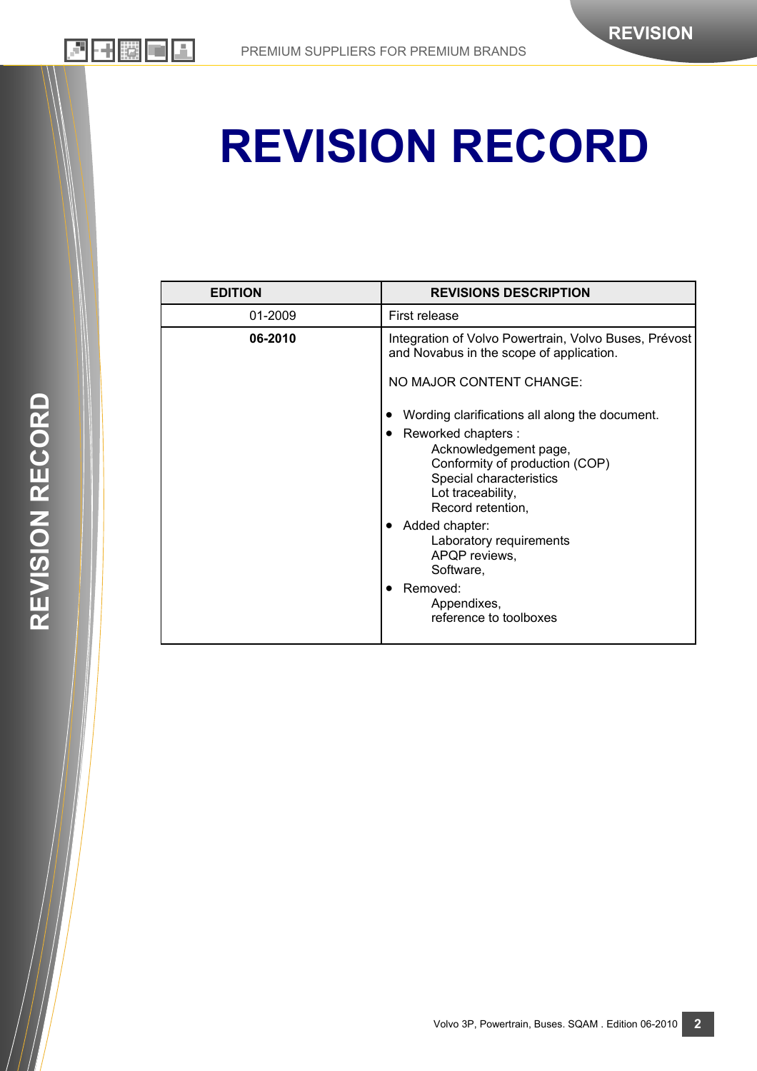# REVISION RECORD

| EDITION | REVISIONS DESCRIPTION |
|---|---|
| 01-2009 | First release |
| **06-2010** | Integration of Volvo Powertrain, Volvo Buses, Prévost and Novabus in the scope of application.<br><br>NO MAJOR CONTENT CHANGE:<br><br>• Wording clarifications all along the document.<br>• Reworked chapters :<br>Acknowledgement page,<br>Conformity of production (COP)<br>Special characteristics<br>Lot traceability,<br>Record retention,<br>• Added chapter:<br>Laboratory requirements<br>APQP reviews,<br>Software,<br>• Removed:<br>Appendixes,<br>reference to toolboxes |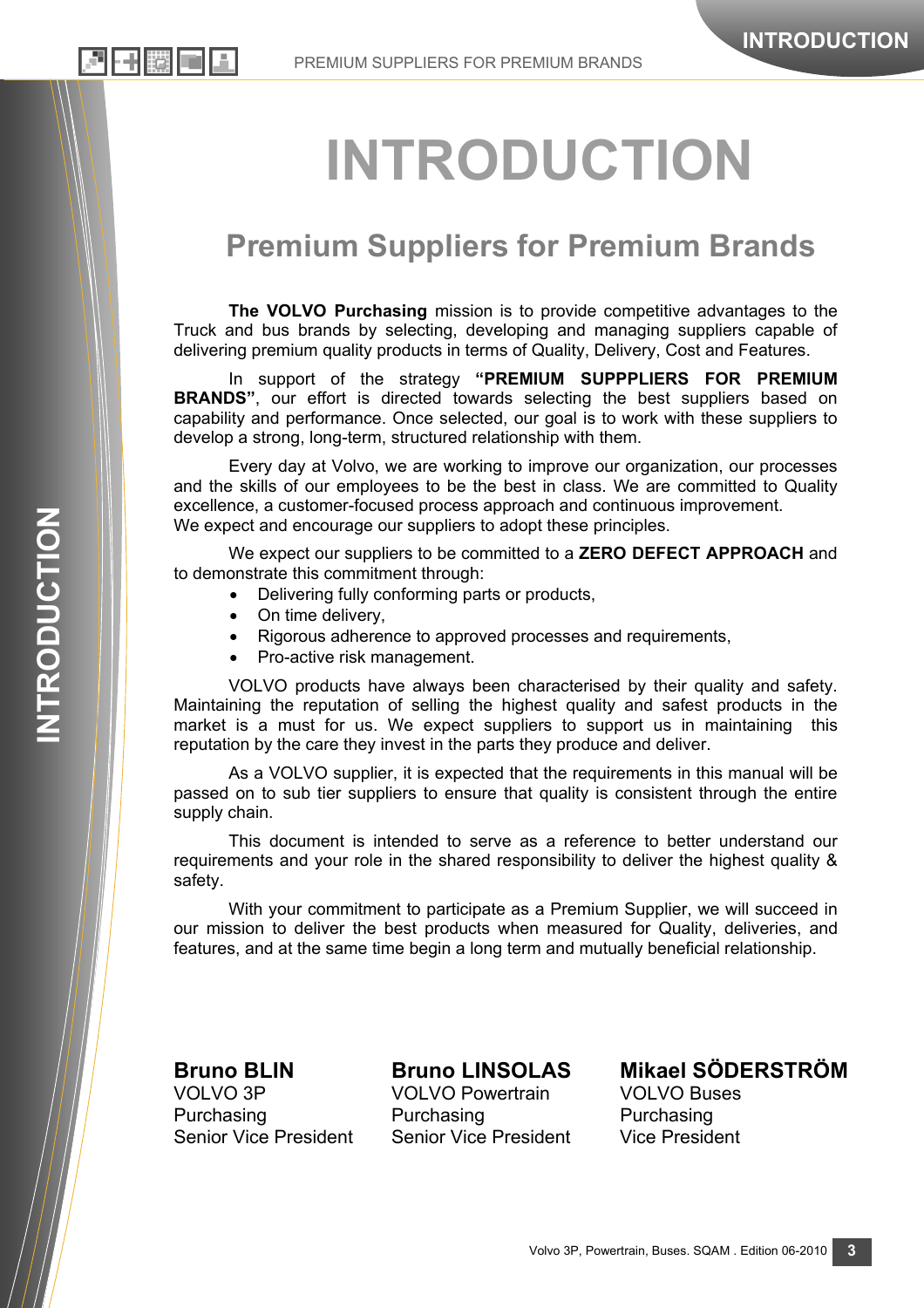# INTRODUCTION

## Premium Suppliers for Premium Brands

**The VOLVO Purchasing** mission is to provide competitive advantages to the Truck and bus brands by selecting, developing and managing suppliers capable of delivering premium quality products in terms of Quality, Delivery, Cost and Features.

In support of the strategy **"PREMIUM SUPPPLIERS FOR PREMIUM BRANDS"**, our effort is directed towards selecting the best suppliers based on capability and performance. Once selected, our goal is to work with these suppliers to develop a strong, long-term, structured relationship with them.

Every day at Volvo, we are working to improve our organization, our processes and the skills of our employees to be the best in class. We are committed to Quality excellence, a customer-focused process approach and continuous improvement.
We expect and encourage our suppliers to adopt these principles.

We expect our suppliers to be committed to a **ZERO DEFECT APPROACH** and to demonstrate this commitment through:

- Delivering fully conforming parts or products,
- On time delivery,
- Rigorous adherence to approved processes and requirements,
- Pro-active risk management.

VOLVO products have always been characterised by their quality and safety. Maintaining the reputation of selling the highest quality and safest products in the market is a must for us. We expect suppliers to support us in maintaining this reputation by the care they invest in the parts they produce and deliver.

As a VOLVO supplier, it is expected that the requirements in this manual will be passed on to sub tier suppliers to ensure that quality is consistent through the entire supply chain.

This document is intended to serve as a reference to better understand our requirements and your role in the shared responsibility to deliver the highest quality & safety.

With your commitment to participate as a Premium Supplier, we will succeed in our mission to deliver the best products when measured for Quality, deliveries, and features, and at the same time begin a long term and mutually beneficial relationship.

**Bruno BLIN**
VOLVO 3P
Purchasing
Senior Vice President

**Bruno LINSOLAS**
VOLVO Powertrain
Purchasing
Senior Vice President

**Mikael SÖDERSTRÖM**
VOLVO Buses
Purchasing
Vice President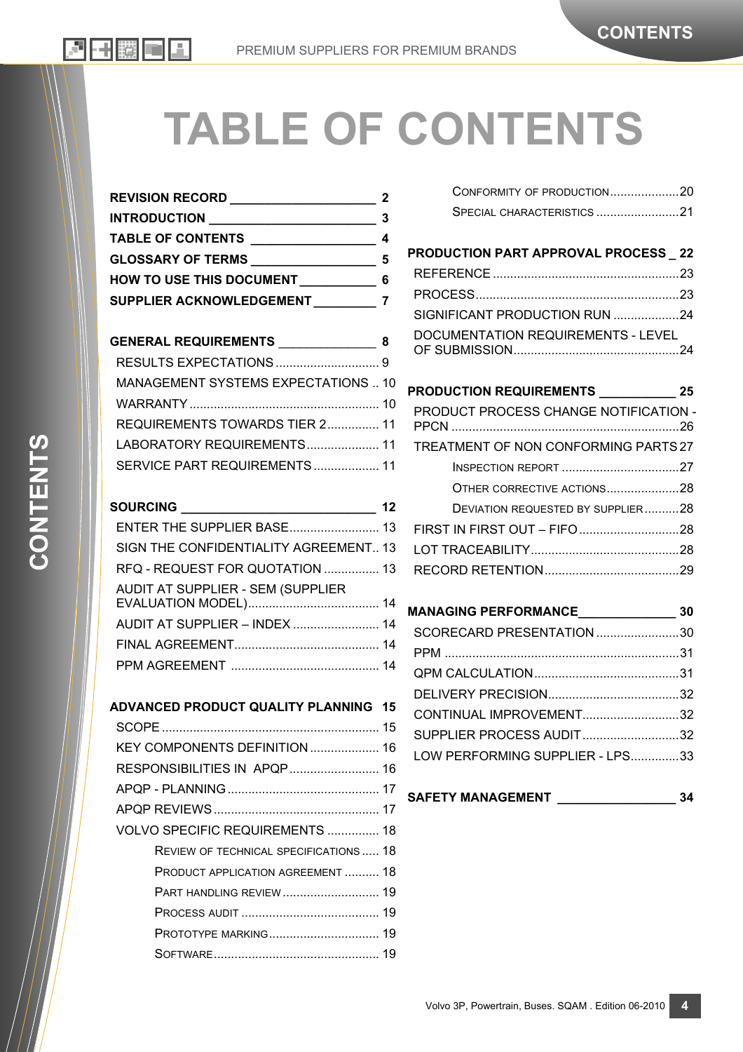# TABLE OF CONTENTS

**REVISION RECORD** ____________________ **2**
**INTRODUCTION** ______________________ **3**
**TABLE OF CONTENTS** _________________ **4**
**GLOSSARY OF TERMS** _________________ **5**
**HOW TO USE THIS DOCUMENT** __________ **6**
**SUPPLIER ACKNOWLEDGEMENT** ________ **7**

**GENERAL REQUIREMENTS** _____________ **8**
- RESULTS EXPECTATIONS .............................. 9
- MANAGEMENT SYSTEMS EXPECTATIONS .. 10
- WARRANTY ...................................................... 10
- REQUIREMENTS TOWARDS TIER 2 ............... 11
- LABORATORY REQUIREMENTS ..................... 11
- SERVICE PART REQUIREMENTS ................... 11

**SOURCING** ___________________________ **12**
- ENTER THE SUPPLIER BASE .......................... 13
- SIGN THE CONFIDENTIALITY AGREEMENT.. 13
- RFQ - REQUEST FOR QUOTATION ................ 13
- AUDIT AT SUPPLIER - SEM (SUPPLIER EVALUATION MODEL)...................................... 14
- AUDIT AT SUPPLIER – INDEX ......................... 14
- FINAL AGREEMENT.......................................... 14
- PPM AGREEMENT ........................................... 14

**ADVANCED PRODUCT QUALITY PLANNING** **15**
- SCOPE ............................................................... 15
- KEY COMPONENTS DEFINITION .................... 16
- RESPONSIBILITIES IN APQP .......................... 16
- APQP - PLANNING ............................................ 17
- APQP REVIEWS ................................................ 17
- VOLVO SPECIFIC REQUIREMENTS ............... 18
  - Review of technical specifications ..... 18
  - Product application agreement .......... 18
  - Part handling review ............................ 19
  - Process audit ........................................ 19
  - Prototype marking ................................ 19
  - Software ................................................ 19
  - Conformity of production....................20
  - Special characteristics ........................21

**PRODUCTION PART APPROVAL PROCESS** _ **22**
- REFERENCE .....................................................23
- PROCESS..........................................................23
- SIGNIFICANT PRODUCTION RUN ...................24
- DOCUMENTATION REQUIREMENTS - LEVEL OF SUBMISSION................................................24

**PRODUCTION REQUIREMENTS** ___________ **25**
- PRODUCT PROCESS CHANGE NOTIFICATION - PPCN .................................................................26
- TREATMENT OF NON CONFORMING PARTS 27
  - Inspection report ..................................27
  - Other corrective actions.....................28
  - Deviation requested by supplier ..........28
- FIRST IN FIRST OUT – FIFO .............................28
- LOT TRACEABILITY...........................................28
- RECORD RETENTION.......................................29

**MANAGING PERFORMANCE**______________ **30**
- SCORECARD PRESENTATION ........................30
- PPM ...................................................................31
- QPM CALCULATION..........................................31
- DELIVERY PRECISION......................................32
- CONTINUAL IMPROVEMENT............................32
- SUPPLIER PROCESS AUDIT ............................32
- LOW PERFORMING SUPPLIER - LPS..............33

**SAFETY MANAGEMENT** ________________ **34**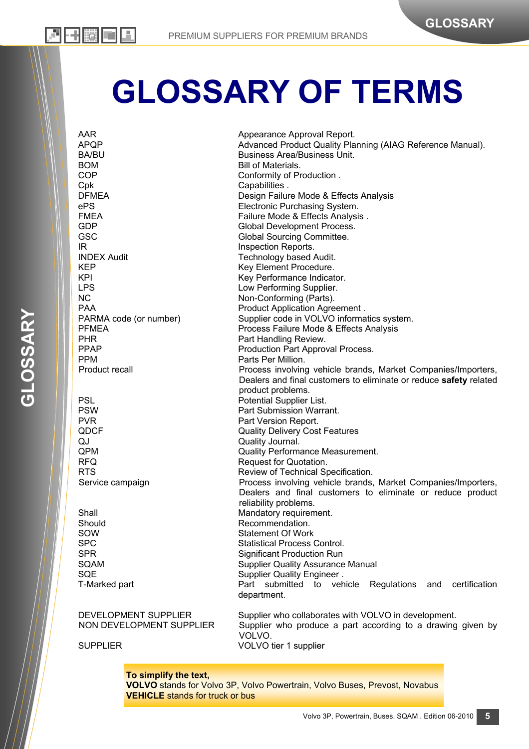# GLOSSARY OF TERMS

| Term | Definition |
|---|---|
| AAR | Appearance Approval Report. |
| APQP | Advanced Product Quality Planning (AIAG Reference Manual). |
| BA/BU | Business Area/Business Unit. |
| BOM | Bill of Materials. |
| COP | Conformity of Production . |
| Cpk | Capabilities . |
| DFMEA | Design Failure Mode & Effects Analysis |
| ePS | Electronic Purchasing System. |
| FMEA | Failure Mode & Effects Analysis . |
| GDP | Global Development Process. |
| GSC | Global Sourcing Committee. |
| IR | Inspection Reports. |
| INDEX Audit | Technology based Audit. |
| KEP | Key Element Procedure. |
| KPI | Key Performance Indicator. |
| LPS | Low Performing Supplier. |
| NC | Non-Conforming (Parts). |
| PAA | Product Application Agreement . |
| PARMA code (or number) | Supplier code in VOLVO informatics system. |
| PFMEA | Process Failure Mode & Effects Analysis |
| PHR | Part Handling Review. |
| PPAP | Production Part Approval Process. |
| PPM | Parts Per Million. |
| Product recall | Process involving vehicle brands, Market Companies/Importers, Dealers and final customers to eliminate or reduce **safety** related product problems. |
| PSL | Potential Supplier List. |
| PSW | Part Submission Warrant. |
| PVR | Part Version Report. |
| QDCF | Quality Delivery Cost Features |
| QJ | Quality Journal. |
| QPM | Quality Performance Measurement. |
| RFQ | Request for Quotation. |
| RTS | Review of Technical Specification. |
| Service campaign | Process involving vehicle brands, Market Companies/Importers, Dealers and final customers to eliminate or reduce product reliability problems. |
| Shall | Mandatory requirement. |
| Should | Recommendation. |
| SOW | Statement Of Work |
| SPC | Statistical Process Control. |
| SPR | Significant Production Run |
| SQAM | Supplier Quality Assurance Manual |
| SQE | Supplier Quality Engineer . |
| T-Marked part | Part submitted to vehicle Regulations and certification department. |
| DEVELOPMENT SUPPLIER | Supplier who collaborates with VOLVO in development. |
| NON DEVELOPMENT SUPPLIER | Supplier who produce a part according to a drawing given by VOLVO. |
| SUPPLIER | VOLVO tier 1 supplier |

**To simplify the text,**
**VOLVO** stands for Volvo 3P, Volvo Powertrain, Volvo Buses, Prevost, Novabus
**VEHICLE** stands for truck or bus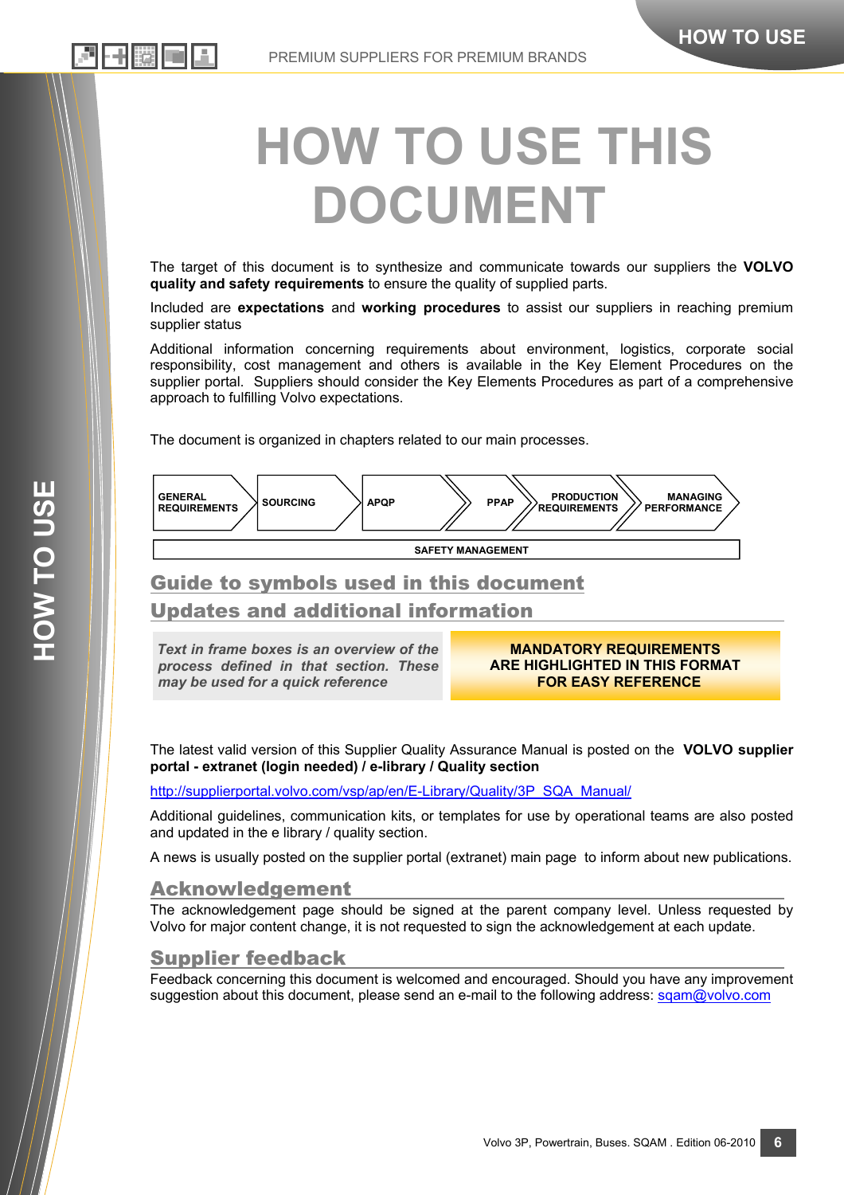# HOW TO USE THIS DOCUMENT

The target of this document is to synthesize and communicate towards our suppliers the **VOLVO quality and safety requirements** to ensure the quality of supplied parts.

Included are **expectations** and **working procedures** to assist our suppliers in reaching premium supplier status

Additional information concerning requirements about environment, logistics, corporate social responsibility, cost management and others is available in the Key Element Procedures on the supplier portal. Suppliers should consider the Key Elements Procedures as part of a comprehensive approach to fulfilling Volvo expectations.

The document is organized in chapters related to our main processes.

GENERAL REQUIREMENTS → SOURCING → APQP → PPAP → PRODUCTION REQUIREMENTS → MANAGING PERFORMANCE

SAFETY MANAGEMENT

## Guide to symbols used in this document

## Updates and additional information

| *Text in frame boxes is an overview of the process defined in that section. These may be used for a quick reference* | **MANDATORY REQUIREMENTS ARE HIGHLIGHTED IN THIS FORMAT FOR EASY REFERENCE** |
|---|---|

The latest valid version of this Supplier Quality Assurance Manual is posted on the **VOLVO supplier portal - extranet (login needed) / e-library / Quality section**

http://supplierportal.volvo.com/vsp/ap/en/E-Library/Quality/3P_SQA_Manual/

Additional guidelines, communication kits, or templates for use by operational teams are also posted and updated in the e library / quality section.

A news is usually posted on the supplier portal (extranet) main page to inform about new publications.

## Acknowledgement

The acknowledgement page should be signed at the parent company level. Unless requested by Volvo for major content change, it is not requested to sign the acknowledgement at each update.

## Supplier feedback

Feedback concerning this document is welcomed and encouraged. Should you have any improvement suggestion about this document, please send an e-mail to the following address: sqam@volvo.com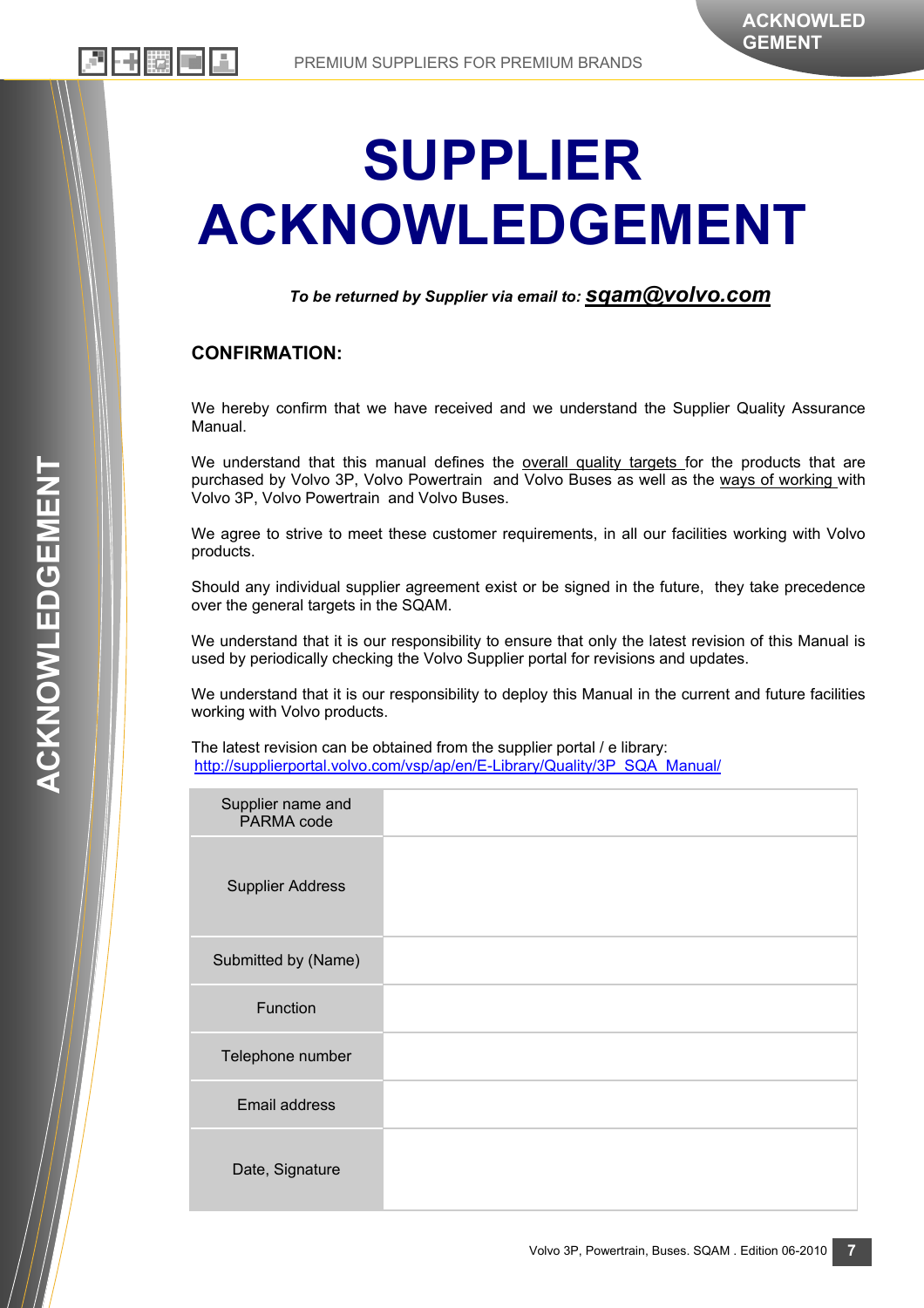# SUPPLIER ACKNOWLEDGEMENT

***To be returned by Supplier via email to: sqam@volvo.com***

## CONFIRMATION:

We hereby confirm that we have received and we understand the Supplier Quality Assurance Manual.

We understand that this manual defines the overall quality targets for the products that are purchased by Volvo 3P, Volvo Powertrain and Volvo Buses as well as the ways of working with Volvo 3P, Volvo Powertrain and Volvo Buses.

We agree to strive to meet these customer requirements, in all our facilities working with Volvo products.

Should any individual supplier agreement exist or be signed in the future, they take precedence over the general targets in the SQAM.

We understand that it is our responsibility to ensure that only the latest revision of this Manual is used by periodically checking the Volvo Supplier portal for revisions and updates.

We understand that it is our responsibility to deploy this Manual in the current and future facilities working with Volvo products.

The latest revision can be obtained from the supplier portal / e library:
http://supplierportal.volvo.com/vsp/ap/en/E-Library/Quality/3P_SQA_Manual/

| | |
|---|---|
| Supplier name and PARMA code | |
| Supplier Address | |
| Submitted by (Name) | |
| Function | |
| Telephone number | |
| Email address | |
| Date, Signature | |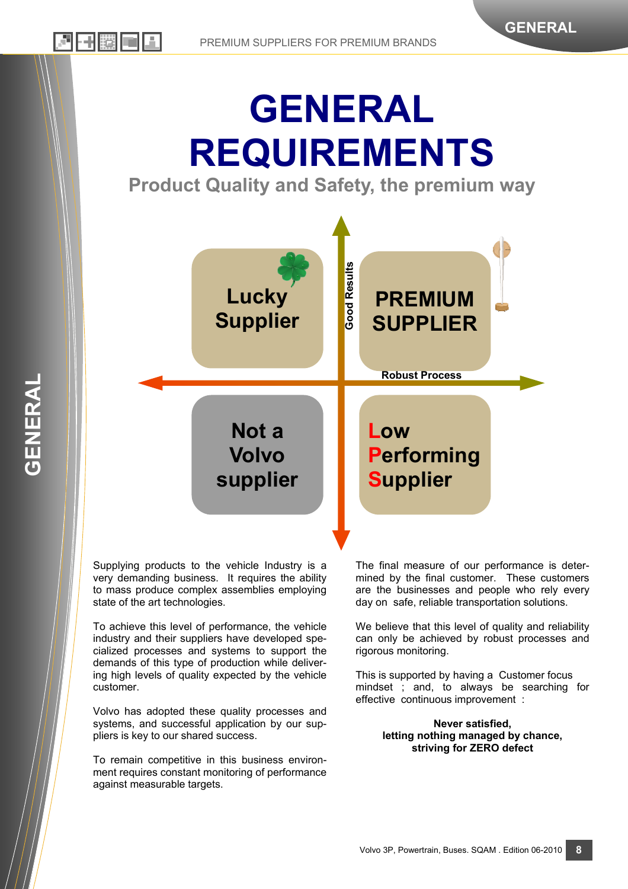# GENERAL REQUIREMENTS

## Product Quality and Safety, the premium way

| Lucky Supplier | PREMIUM SUPPLIER |
| --- | --- |
| Not a Volvo supplier | Low Performing Supplier |

Good Results

Robust Process

Supplying products to the vehicle Industry is a very demanding business. It requires the ability to mass produce complex assemblies employing state of the art technologies.

To achieve this level of performance, the vehicle industry and their suppliers have developed specialized processes and systems to support the demands of this type of production while delivering high levels of quality expected by the vehicle customer.

Volvo has adopted these quality processes and systems, and successful application by our suppliers is key to our shared success.

To remain competitive in this business environment requires constant monitoring of performance against measurable targets.

The final measure of our performance is determined by the final customer. These customers are the businesses and people who rely every day on safe, reliable transportation solutions.

We believe that this level of quality and reliability can only be achieved by robust processes and rigorous monitoring.

This is supported by having a Customer focus mindset ; and, to always be searching for effective continuous improvement :

**Never satisfied,**
**letting nothing managed by chance,**
**striving for ZERO defect**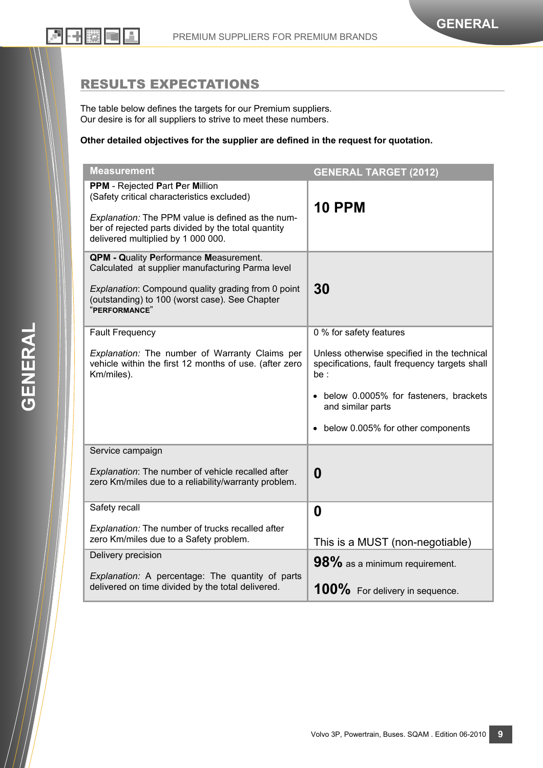## RESULTS EXPECTATIONS

The table below defines the targets for our Premium suppliers.
Our desire is for all suppliers to strive to meet these numbers.

**Other detailed objectives for the supplier are defined in the request for quotation.**

| Measurement | GENERAL TARGET (2012) |
|---|---|
| **PPM** - Rejected **P**art **P**er **M**illion<br>(Safety critical characteristics excluded)<br><br>*Explanation:* The PPM value is defined as the number of rejected parts divided by the total quantity delivered multiplied by 1 000 000. | **10 PPM** |
| **QPM - Q**uality **P**erformance **M**easurement.<br>Calculated at supplier manufacturing Parma level<br><br>*Explanation*: Compound quality grading from 0 point (outstanding) to 100 (worst case). See Chapter "**PERFORMANCE**" | **30** |
| Fault Frequency<br><br>*Explanation:* The number of Warranty Claims per vehicle within the first 12 months of use. (after zero Km/miles). | 0 % for safety features<br><br>Unless otherwise specified in the technical specifications, fault frequency targets shall be :<br><br>• below 0.0005% for fasteners, brackets and similar parts<br><br>• below 0.005% for other components |
| Service campaign<br><br>*Explanation*: The number of vehicle recalled after zero Km/miles due to a reliability/warranty problem. | **0** |
| Safety recall<br><br>*Explanation:* The number of trucks recalled after zero Km/miles due to a Safety problem. | **0**<br><br>This is a MUST (non-negotiable) |
| Delivery precision<br><br>*Explanation:* A percentage: The quantity of parts delivered on time divided by the total delivered. | **98%** as a minimum requirement.<br><br>**100%** For delivery in sequence. |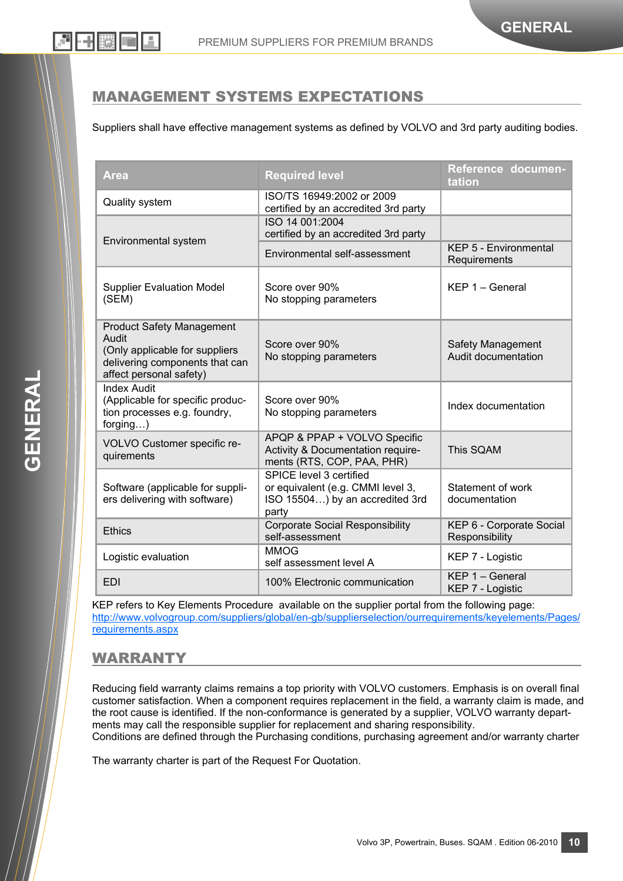## MANAGEMENT SYSTEMS EXPECTATIONS

Suppliers shall have effective management systems as defined by VOLVO and 3rd party auditing bodies.

| Area | Required level | Reference documentation |
|---|---|---|
| Quality system | ISO/TS 16949:2002 or 2009 certified by an accredited 3rd party | |
| Environmental system | ISO 14 001:2004 certified by an accredited 3rd party | |
| | Environmental self-assessment | KEP 5 - Environmental Requirements |
| Supplier Evaluation Model (SEM) | Score over 90%<br>No stopping parameters | KEP 1 – General |
| Product Safety Management Audit (Only applicable for suppliers delivering components that can affect personal safety) | Score over 90%<br>No stopping parameters | Safety Management Audit documentation |
| Index Audit (Applicable for specific production processes e.g. foundry, forging…) | Score over 90%<br>No stopping parameters | Index documentation |
| VOLVO Customer specific requirements | APQP & PPAP + VOLVO Specific Activity & Documentation requirements (RTS, COP, PAA, PHR) | This SQAM |
| Software (applicable for suppliers delivering with software) | SPICE level 3 certified or equivalent (e.g. CMMI level 3, ISO 15504…) by an accredited 3rd party | Statement of work documentation |
| Ethics | Corporate Social Responsibility self-assessment | KEP 6 - Corporate Social Responsibility |
| Logistic evaluation | MMOG self assessment level A | KEP 7 - Logistic |
| EDI | 100% Electronic communication | KEP 1 – General<br>KEP 7 - Logistic |

KEP refers to Key Elements Procedure available on the supplier portal from the following page: http://www.volvogroup.com/suppliers/global/en-gb/supplierselection/ourrequirements/keyelements/Pages/requirements.aspx

## WARRANTY

Reducing field warranty claims remains a top priority with VOLVO customers. Emphasis is on overall final customer satisfaction. When a component requires replacement in the field, a warranty claim is made, and the root cause is identified. If the non-conformance is generated by a supplier, VOLVO warranty departments may call the responsible supplier for replacement and sharing responsibility.
Conditions are defined through the Purchasing conditions, purchasing agreement and/or warranty charter

The warranty charter is part of the Request For Quotation.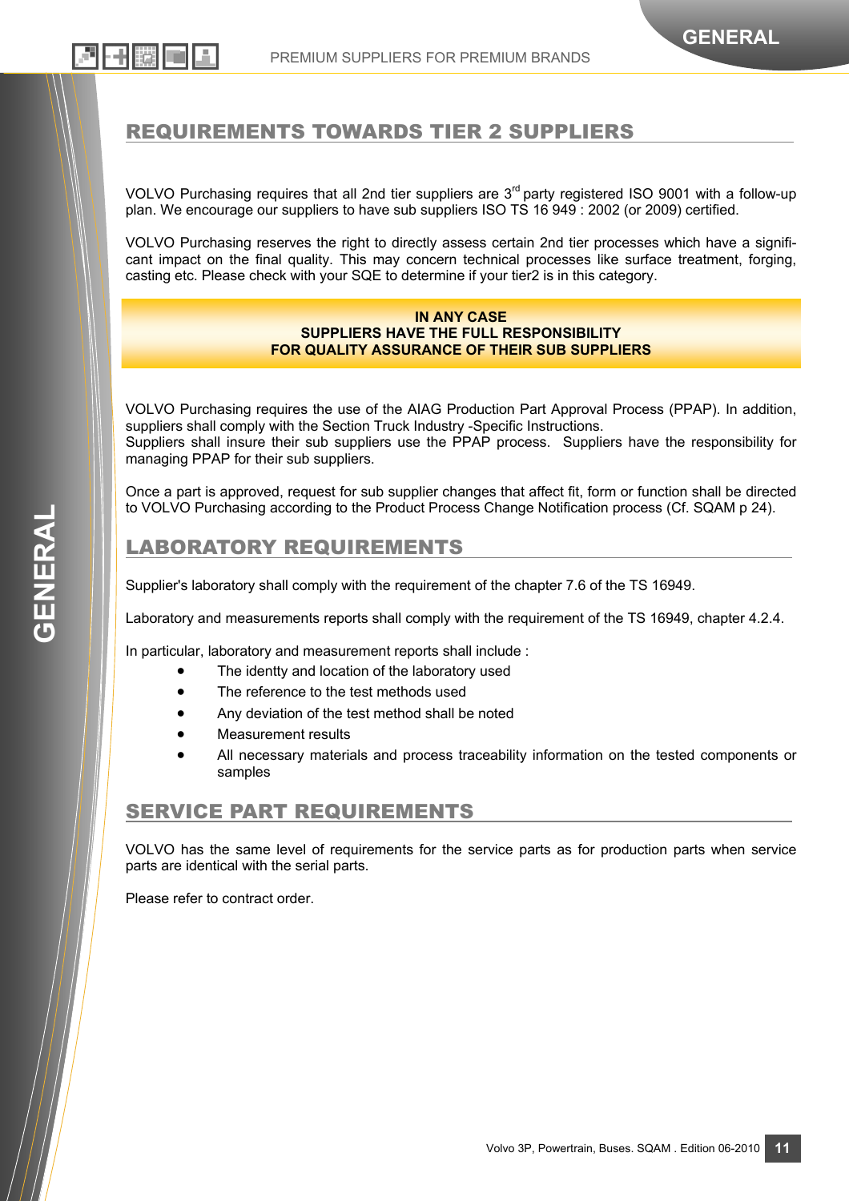## REQUIREMENTS TOWARDS TIER 2 SUPPLIERS

VOLVO Purchasing requires that all 2nd tier suppliers are 3rd party registered ISO 9001 with a follow-up plan. We encourage our suppliers to have sub suppliers ISO TS 16 949 : 2002 (or 2009) certified.

VOLVO Purchasing reserves the right to directly assess certain 2nd tier processes which have a significant impact on the final quality. This may concern technical processes like surface treatment, forging, casting etc. Please check with your SQE to determine if your tier2 is in this category.

**IN ANY CASE**
**SUPPLIERS HAVE THE FULL RESPONSIBILITY**
**FOR QUALITY ASSURANCE OF THEIR SUB SUPPLIERS**

VOLVO Purchasing requires the use of the AIAG Production Part Approval Process (PPAP). In addition, suppliers shall comply with the Section Truck Industry -Specific Instructions.
Suppliers shall insure their sub suppliers use the PPAP process. Suppliers have the responsibility for managing PPAP for their sub suppliers.

Once a part is approved, request for sub supplier changes that affect fit, form or function shall be directed to VOLVO Purchasing according to the Product Process Change Notification process (Cf. SQAM p 24).

## LABORATORY REQUIREMENTS

Supplier's laboratory shall comply with the requirement of the chapter 7.6 of the TS 16949.

Laboratory and measurements reports shall comply with the requirement of the TS 16949, chapter 4.2.4.

In particular, laboratory and measurement reports shall include :

- The identty and location of the laboratory used
- The reference to the test methods used
- Any deviation of the test method shall be noted
- Measurement results
- All necessary materials and process traceability information on the tested components or samples

## SERVICE PART REQUIREMENTS

VOLVO has the same level of requirements for the service parts as for production parts when service parts are identical with the serial parts.

Please refer to contract order.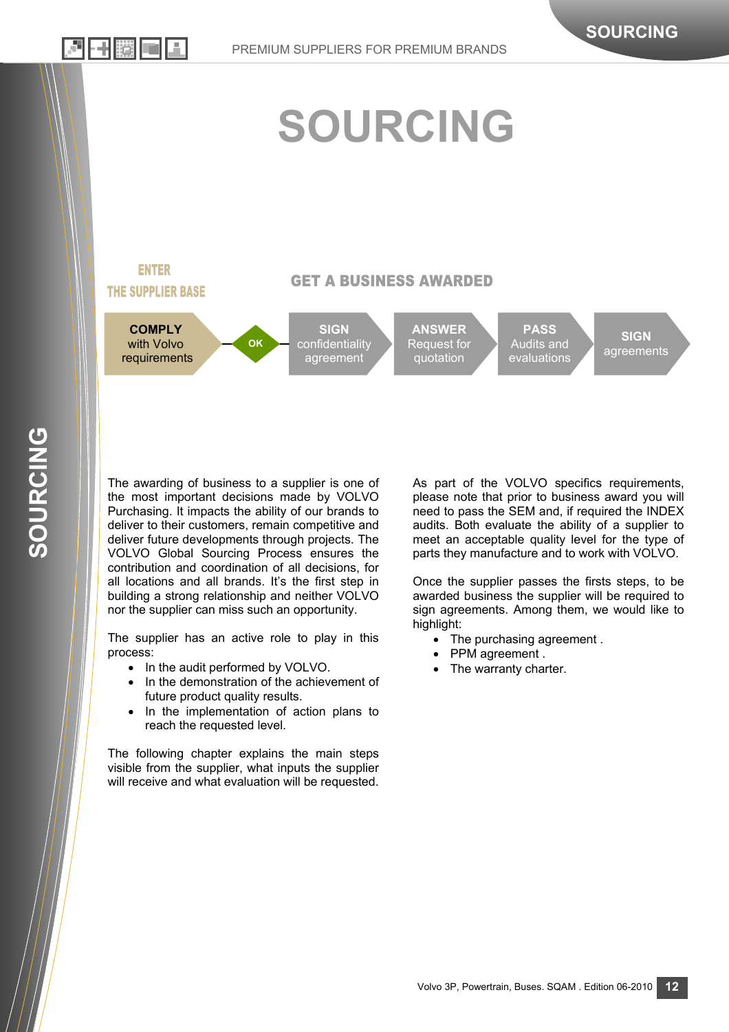# SOURCING

**ENTER THE SUPPLIER BASE**

**GET A BUSINESS AWARDED**

**COMPLY** with Volvo requirements → OK → **SIGN** confidentiality agreement → **ANSWER** Request for quotation → **PASS** Audits and evaluations → **SIGN** agreements

The awarding of business to a supplier is one of the most important decisions made by VOLVO Purchasing. It impacts the ability of our brands to deliver to their customers, remain competitive and deliver future developments through projects. The VOLVO Global Sourcing Process ensures the contribution and coordination of all decisions, for all locations and all brands. It's the first step in building a strong relationship and neither VOLVO nor the supplier can miss such an opportunity.

The supplier has an active role to play in this process:

- In the audit performed by VOLVO.
- In the demonstration of the achievement of future product quality results.
- In the implementation of action plans to reach the requested level.

The following chapter explains the main steps visible from the supplier, what inputs the supplier will receive and what evaluation will be requested.

As part of the VOLVO specifics requirements, please note that prior to business award you will need to pass the SEM and, if required the INDEX audits. Both evaluate the ability of a supplier to meet an acceptable quality level for the type of parts they manufacture and to work with VOLVO.

Once the supplier passes the firsts steps, to be awarded business the supplier will be required to sign agreements. Among them, we would like to highlight:

- The purchasing agreement .
- PPM agreement .
- The warranty charter.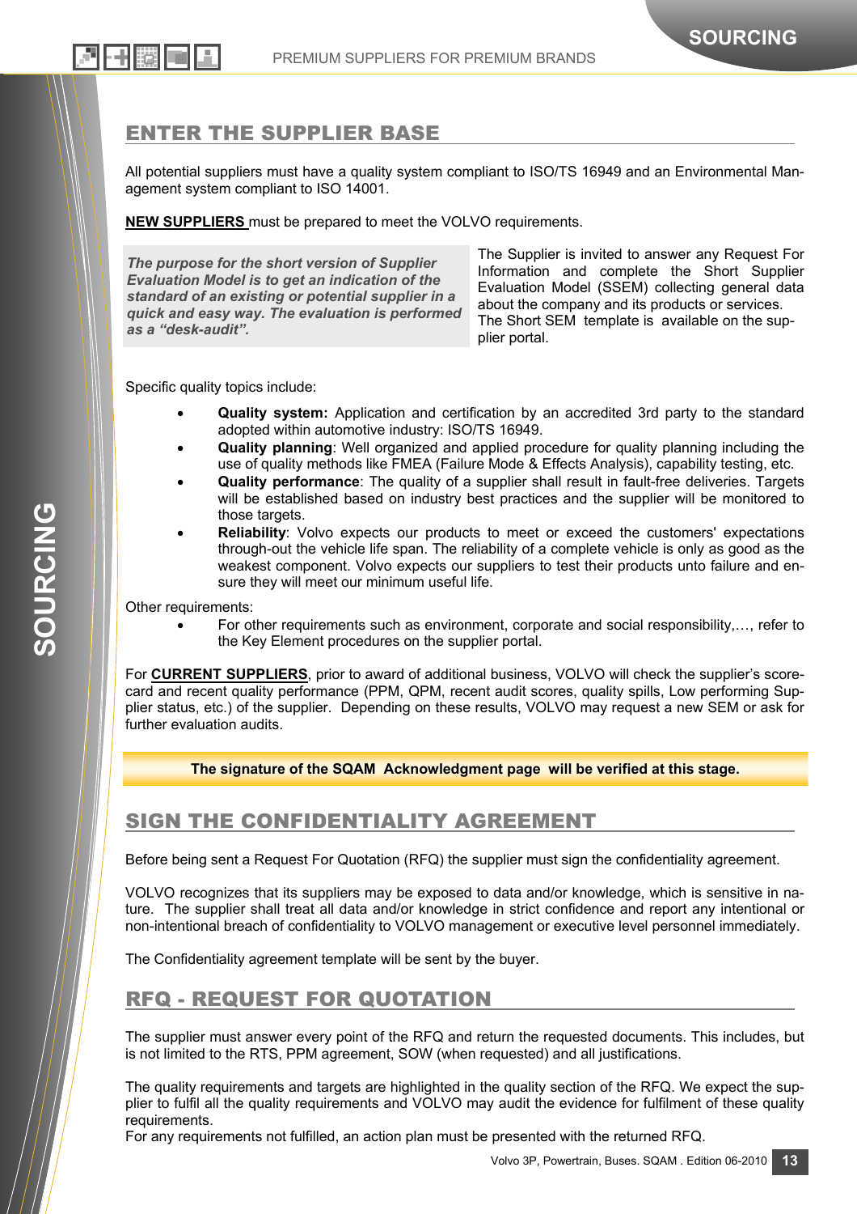## ENTER THE SUPPLIER BASE

All potential suppliers must have a quality system compliant to ISO/TS 16949 and an Environmental Management system compliant to ISO 14001.

**NEW SUPPLIERS** must be prepared to meet the VOLVO requirements.

***The purpose for the short version of Supplier Evaluation Model is to get an indication of the standard of an existing or potential supplier in a quick and easy way. The evaluation is performed as a "desk-audit".***

The Supplier is invited to answer any Request For Information and complete the Short Supplier Evaluation Model (SSEM) collecting general data about the company and its products or services. The Short SEM template is available on the supplier portal.

Specific quality topics include:

- **Quality system:** Application and certification by an accredited 3rd party to the standard adopted within automotive industry: ISO/TS 16949.
- **Quality planning**: Well organized and applied procedure for quality planning including the use of quality methods like FMEA (Failure Mode & Effects Analysis), capability testing, etc.
- **Quality performance**: The quality of a supplier shall result in fault-free deliveries. Targets will be established based on industry best practices and the supplier will be monitored to those targets.
- **Reliability**: Volvo expects our products to meet or exceed the customers' expectations through-out the vehicle life span. The reliability of a complete vehicle is only as good as the weakest component. Volvo expects our suppliers to test their products unto failure and ensure they will meet our minimum useful life.

Other requirements:

- For other requirements such as environment, corporate and social responsibility,…, refer to the Key Element procedures on the supplier portal.

For **CURRENT SUPPLIERS**, prior to award of additional business, VOLVO will check the supplier's scorecard and recent quality performance (PPM, QPM, recent audit scores, quality spills, Low performing Supplier status, etc.) of the supplier. Depending on these results, VOLVO may request a new SEM or ask for further evaluation audits.

**The signature of the SQAM Acknowledgment page will be verified at this stage.**

## SIGN THE CONFIDENTIALITY AGREEMENT

Before being sent a Request For Quotation (RFQ) the supplier must sign the confidentiality agreement.

VOLVO recognizes that its suppliers may be exposed to data and/or knowledge, which is sensitive in nature. The supplier shall treat all data and/or knowledge in strict confidence and report any intentional or non-intentional breach of confidentiality to VOLVO management or executive level personnel immediately.

The Confidentiality agreement template will be sent by the buyer.

## RFQ - REQUEST FOR QUOTATION

The supplier must answer every point of the RFQ and return the requested documents. This includes, but is not limited to the RTS, PPM agreement, SOW (when requested) and all justifications.

The quality requirements and targets are highlighted in the quality section of the RFQ. We expect the supplier to fulfil all the quality requirements and VOLVO may audit the evidence for fulfilment of these quality requirements.
For any requirements not fulfilled, an action plan must be presented with the returned RFQ.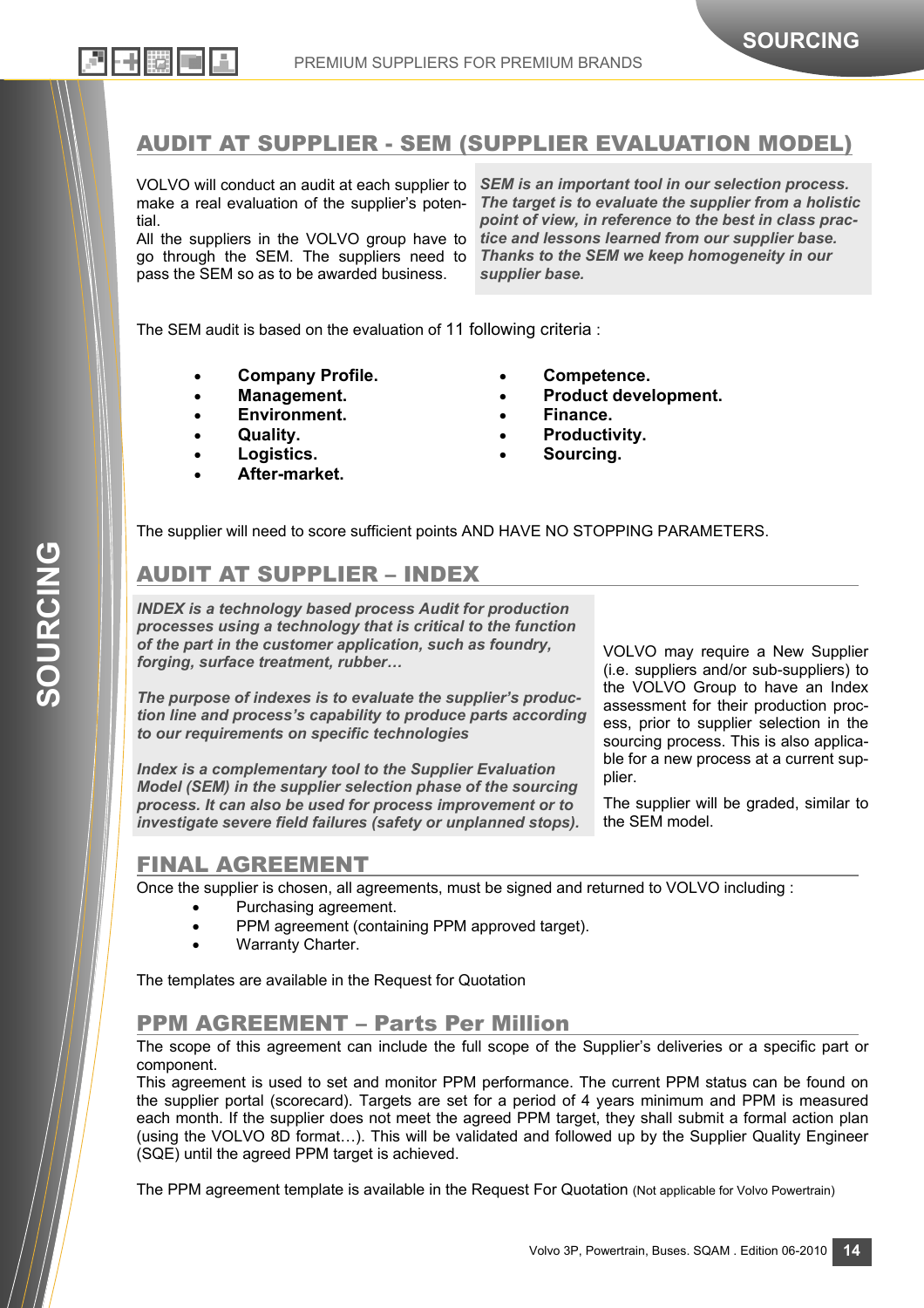## AUDIT AT SUPPLIER - SEM (SUPPLIER EVALUATION MODEL)

VOLVO will conduct an audit at each supplier to make a real evaluation of the supplier's potential.
All the suppliers in the VOLVO group have to go through the SEM. The suppliers need to pass the SEM so as to be awarded business.

***SEM is an important tool in our selection process. The target is to evaluate the supplier from a holistic point of view, in reference to the best in class practice and lessons learned from our supplier base. Thanks to the SEM we keep homogeneity in our supplier base.***

The SEM audit is based on the evaluation of 11 following criteria :

- **Company Profile.**
- **Management.**
- **Environment.**
- **Quality.**
- **Logistics.**
- **After-market.**
- **Competence.**
- **Product development.**
- **Finance.**
- **Productivity.**
- **Sourcing.**

The supplier will need to score sufficient points AND HAVE NO STOPPING PARAMETERS.

## AUDIT AT SUPPLIER – INDEX

***INDEX is a technology based process Audit for production processes using a technology that is critical to the function of the part in the customer application, such as foundry, forging, surface treatment, rubber…***

***The purpose of indexes is to evaluate the supplier's production line and process's capability to produce parts according to our requirements on specific technologies***

***Index is a complementary tool to the Supplier Evaluation Model (SEM) in the supplier selection phase of the sourcing process. It can also be used for process improvement or to investigate severe field failures (safety or unplanned stops).***

VOLVO may require a New Supplier (i.e. suppliers and/or sub-suppliers) to the VOLVO Group to have an Index assessment for their production process, prior to supplier selection in the sourcing process. This is also applicable for a new process at a current supplier.

The supplier will be graded, similar to the SEM model.

## FINAL AGREEMENT

Once the supplier is chosen, all agreements, must be signed and returned to VOLVO including :

- Purchasing agreement.
- PPM agreement (containing PPM approved target).
- Warranty Charter.

The templates are available in the Request for Quotation

## PPM AGREEMENT – Parts Per Million

The scope of this agreement can include the full scope of the Supplier's deliveries or a specific part or component.
This agreement is used to set and monitor PPM performance. The current PPM status can be found on the supplier portal (scorecard). Targets are set for a period of 4 years minimum and PPM is measured each month. If the supplier does not meet the agreed PPM target, they shall submit a formal action plan (using the VOLVO 8D format…). This will be validated and followed up by the Supplier Quality Engineer (SQE) until the agreed PPM target is achieved.

The PPM agreement template is available in the Request For Quotation (Not applicable for Volvo Powertrain)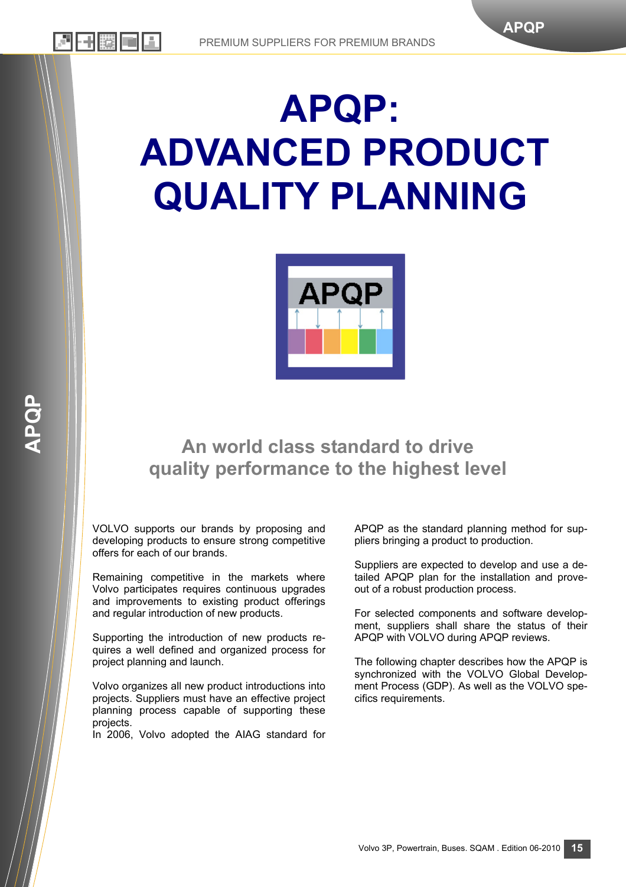# APQP: ADVANCED PRODUCT QUALITY PLANNING

## An world class standard to drive quality performance to the highest level

VOLVO supports our brands by proposing and developing products to ensure strong competitive offers for each of our brands.

Remaining competitive in the markets where Volvo participates requires continuous upgrades and improvements to existing product offerings and regular introduction of new products.

Supporting the introduction of new products requires a well defined and organized process for project planning and launch.

Volvo organizes all new product introductions into projects. Suppliers must have an effective project planning process capable of supporting these projects.
In 2006, Volvo adopted the AIAG standard for APQP as the standard planning method for suppliers bringing a product to production.

Suppliers are expected to develop and use a detailed APQP plan for the installation and prove-out of a robust production process.

For selected components and software development, suppliers shall share the status of their APQP with VOLVO during APQP reviews.

The following chapter describes how the APQP is synchronized with the VOLVO Global Development Process (GDP). As well as the VOLVO specifics requirements.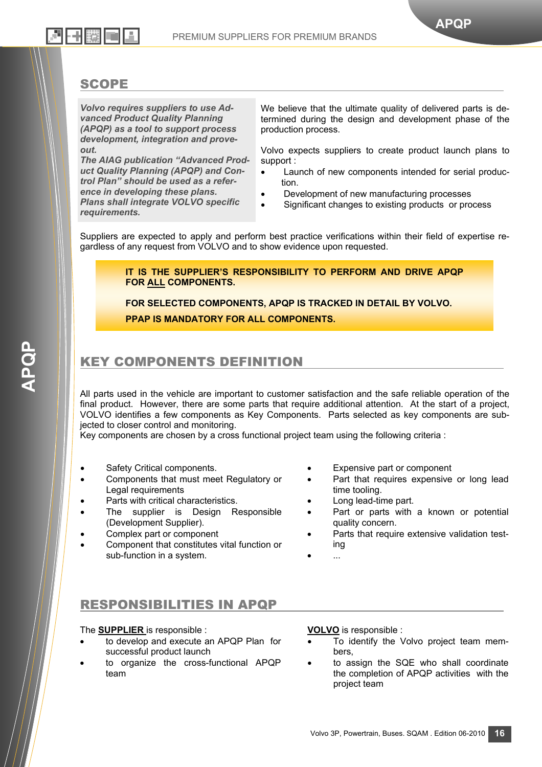## SCOPE

***Volvo requires suppliers to use Advanced Product Quality Planning (APQP) as a tool to support process development, integration and prove-out.***
***The AIAG publication "Advanced Product Quality Planning (APQP) and Control Plan" should be used as a reference in developing these plans.***
***Plans shall integrate VOLVO specific requirements.***

We believe that the ultimate quality of delivered parts is determined during the design and development phase of the production process.

Volvo expects suppliers to create product launch plans to support :

- Launch of new components intended for serial production.
- Development of new manufacturing processes
- Significant changes to existing products or process

Suppliers are expected to apply and perform best practice verifications within their field of expertise regardless of any request from VOLVO and to show evidence upon requested.

**IT IS THE SUPPLIER'S RESPONSIBILITY TO PERFORM AND DRIVE APQP FOR <u>ALL</u> COMPONENTS.**

**FOR SELECTED COMPONENTS, APQP IS TRACKED IN DETAIL BY VOLVO.**

**PPAP IS MANDATORY FOR ALL COMPONENTS.**

## KEY COMPONENTS DEFINITION

All parts used in the vehicle are important to customer satisfaction and the safe reliable operation of the final product. However, there are some parts that require additional attention. At the start of a project, VOLVO identifies a few components as Key Components. Parts selected as key components are subjected to closer control and monitoring.
Key components are chosen by a cross functional project team using the following criteria :

- Safety Critical components.
- Components that must meet Regulatory or Legal requirements
- Parts with critical characteristics.
- The supplier is Design Responsible (Development Supplier).
- Complex part or component
- Component that constitutes vital function or sub-function in a system.
- Expensive part or component
- Part that requires expensive or long lead time tooling.
- Long lead-time part.
- Part or parts with a known or potential quality concern.
- Parts that require extensive validation testing
- ...

## RESPONSIBILITIES IN APQP

The **<u>SUPPLIER</u>** is responsible :

- to develop and execute an APQP Plan for successful product launch
- to organize the cross-functional APQP team

**<u>VOLVO</u>** is responsible :

- To identify the Volvo project team members,
- to assign the SQE who shall coordinate the completion of APQP activities with the project team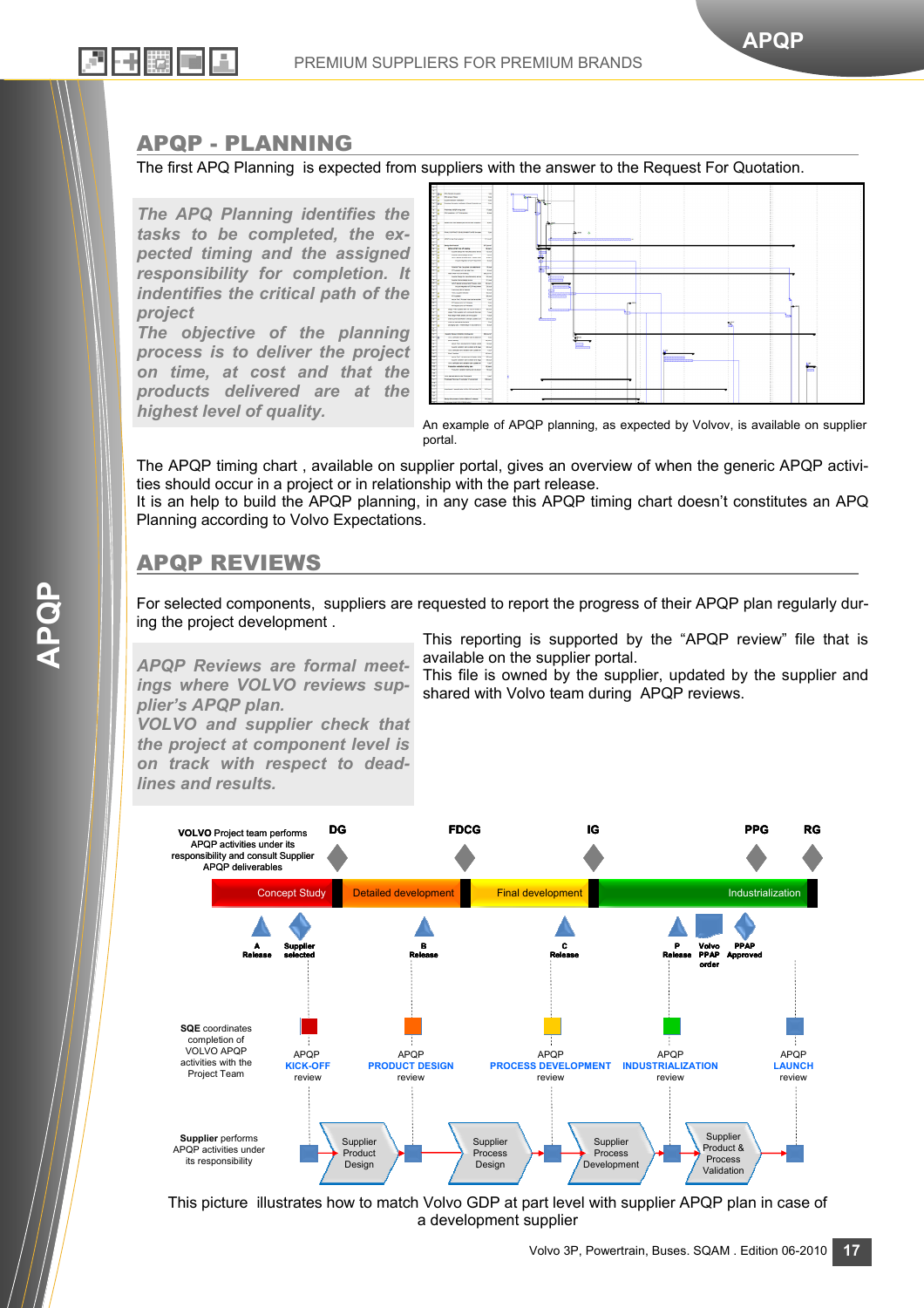## APQP - PLANNING

The first APQP Planning is expected from suppliers with the answer to the Request For Quotation.

*The APQP Planning identifies the tasks to be completed, the expected timing and the assigned responsibility for completion. It indentifies the critical path of the project*

*The objective of the planning process is to deliver the project on time, at cost and that the products delivered are at the highest level of quality.*

An example of APQP planning, as expected by Volvov, is available on supplier portal.

The APQP timing chart , available on supplier portal, gives an overview of when the generic APQP activities should occur in a project or in relationship with the part release.
It is an help to build the APQP planning, in any case this APQP timing chart doesn't constitutes an APQ Planning according to Volvo Expectations.

## APQP REVIEWS

For selected components, suppliers are requested to report the progress of their APQP plan regularly during the project development .

*APQP Reviews are formal meetings where VOLVO reviews supplier's APQP plan.*
*VOLVO and supplier check that the project at component level is on track with respect to deadlines and results.*

This reporting is supported by the "APQP review" file that is available on the supplier portal.
This file is owned by the supplier, updated by the supplier and shared with Volvo team during APQP reviews.

**VOLVO** Project team performs APQP activities under its responsibility and consult Supplier APQP deliverables

DG | FDCG | IG | PPG | RG

Concept Study | Detailed development | Final development | Industrialization

A Release | Supplier selected | B Release | C Release | P Release | Volvo PPAP order | PPAP Approved

**SQE** coordinates completion of VOLVO APQP activities with the Project Team

APQP KICK-OFF review | APQP PRODUCT DESIGN review | APQP PROCESS DEVELOPMENT review | APQP INDUSTRIALIZATION review | APQP LAUNCH review

**Supplier** performs APQP activities under its responsibility

Supplier Product Design | Supplier Process Design | Supplier Process Development | Supplier Product & Process Validation

This picture illustrates how to match Volvo GDP at part level with supplier APQP plan in case of a development supplier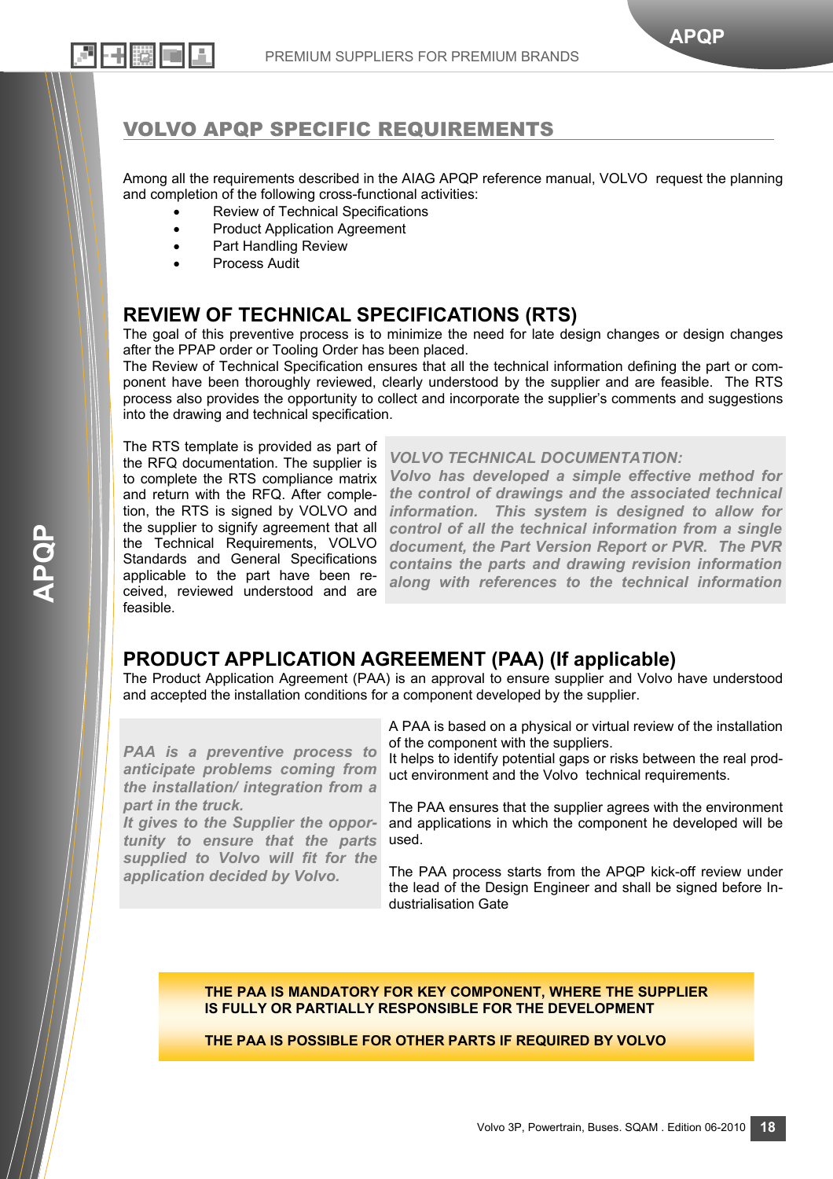## VOLVO APQP SPECIFIC REQUIREMENTS

Among all the requirements described in the AIAG APQP reference manual, VOLVO request the planning and completion of the following cross-functional activities:

- Review of Technical Specifications
- Product Application Agreement
- Part Handling Review
- Process Audit

## REVIEW OF TECHNICAL SPECIFICATIONS (RTS)

The goal of this preventive process is to minimize the need for late design changes or design changes after the PPAP order or Tooling Order has been placed.

The Review of Technical Specification ensures that all the technical information defining the part or component have been thoroughly reviewed, clearly understood by the supplier and are feasible. The RTS process also provides the opportunity to collect and incorporate the supplier's comments and suggestions into the drawing and technical specification.

The RTS template is provided as part of the RFQ documentation. The supplier is to complete the RTS compliance matrix and return with the RFQ. After completion, the RTS is signed by VOLVO and the supplier to signify agreement that all the Technical Requirements, VOLVO Standards and General Specifications applicable to the part have been received, reviewed understood and are feasible.

***VOLVO TECHNICAL DOCUMENTATION:***
***Volvo has developed a simple effective method for the control of drawings and the associated technical information. This system is designed to allow for control of all the technical information from a single document, the Part Version Report or PVR. The PVR contains the parts and drawing revision information along with references to the technical information***

## PRODUCT APPLICATION AGREEMENT (PAA) (If applicable)

The Product Application Agreement (PAA) is an approval to ensure supplier and Volvo have understood and accepted the installation conditions for a component developed by the supplier.

***PAA is a preventive process to anticipate problems coming from the installation/ integration from a part in the truck.***
***It gives to the Supplier the opportunity to ensure that the parts supplied to Volvo will fit for the application decided by Volvo.***

A PAA is based on a physical or virtual review of the installation of the component with the suppliers.
It helps to identify potential gaps or risks between the real product environment and the Volvo technical requirements.

The PAA ensures that the supplier agrees with the environment and applications in which the component he developed will be used.

The PAA process starts from the APQP kick-off review under the lead of the Design Engineer and shall be signed before Industrialisation Gate

**THE PAA IS MANDATORY FOR KEY COMPONENT, WHERE THE SUPPLIER IS FULLY OR PARTIALLY RESPONSIBLE FOR THE DEVELOPMENT**

**THE PAA IS POSSIBLE FOR OTHER PARTS IF REQUIRED BY VOLVO**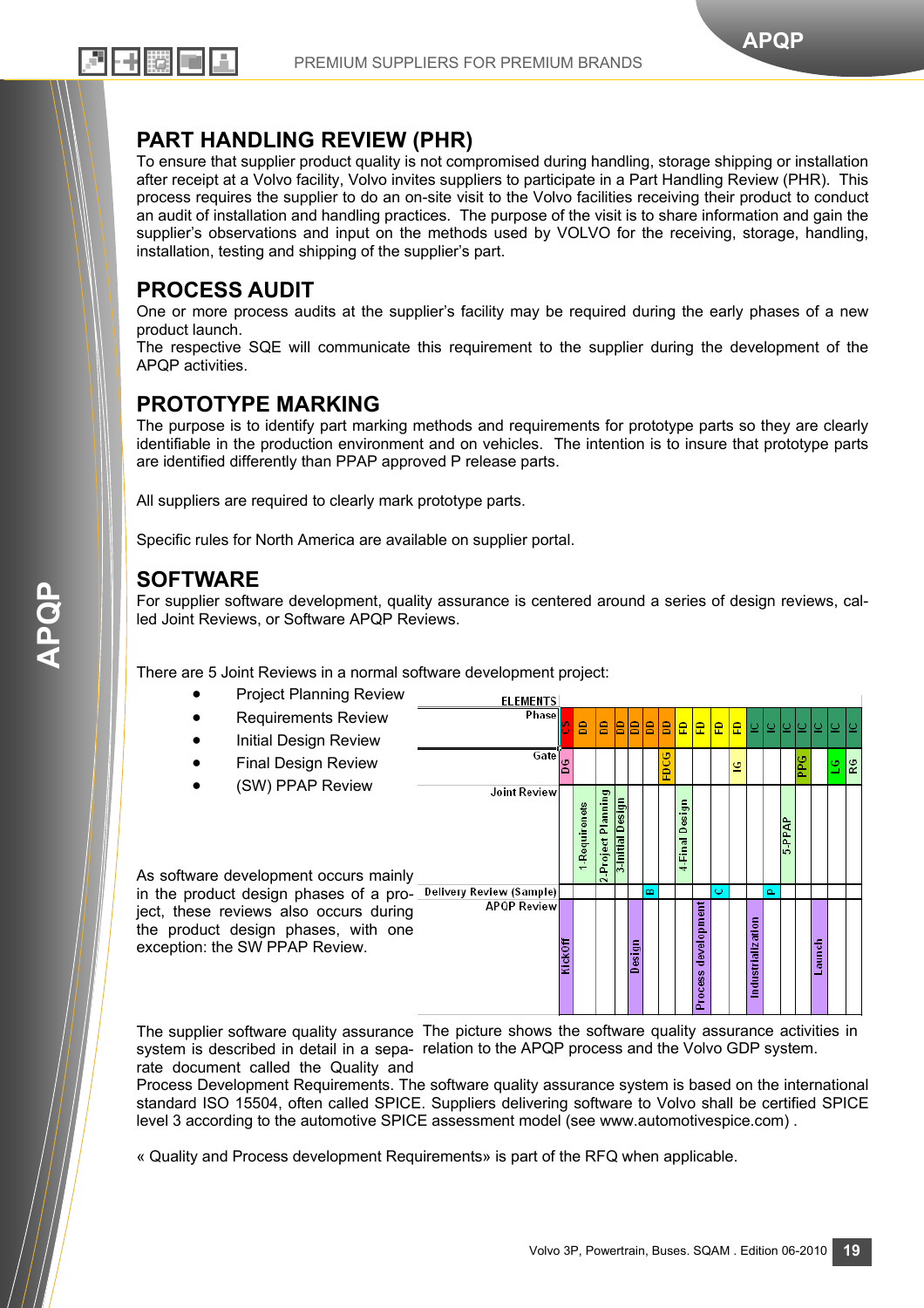## PART HANDLING REVIEW (PHR)

To ensure that supplier product quality is not compromised during handling, storage shipping or installation after receipt at a Volvo facility, Volvo invites suppliers to participate in a Part Handling Review (PHR). This process requires the supplier to do an on-site visit to the Volvo facilities receiving their product to conduct an audit of installation and handling practices. The purpose of the visit is to share information and gain the supplier's observations and input on the methods used by VOLVO for the receiving, storage, handling, installation, testing and shipping of the supplier's part.

## PROCESS AUDIT

One or more process audits at the supplier's facility may be required during the early phases of a new product launch.
The respective SQE will communicate this requirement to the supplier during the development of the APQP activities.

## PROTOTYPE MARKING

The purpose is to identify part marking methods and requirements for prototype parts so they are clearly identifiable in the production environment and on vehicles. The intention is to insure that prototype parts are identified differently than PPAP approved P release parts.

All suppliers are required to clearly mark prototype parts.

Specific rules for North America are available on supplier portal.

## SOFTWARE

For supplier software development, quality assurance is centered around a series of design reviews, called Joint Reviews, or Software APQP Reviews.

There are 5 Joint Reviews in a normal software development project:

- Project Planning Review
- Requirements Review
- Initial Design Review
- Final Design Review
- (SW) PPAP Review

As software development occurs mainly in the product design phases of a project, these reviews also occur during the product design phases, with one exception: the SW PPAP Review.

| ELEMENTS | | | | | | | | | | | | | | | | | | |
|---|---|---|---|---|---|---|---|---|---|---|---|---|---|---|---|---|---|---|
| Phase | CS | DD | DD | DD | DD | DD | DD | FD | FD | FD | FD | IC | IC | IC | IC | IC | IC | IC |
| Gate | DG | | | | | | FDCG | | | | IG | | | | PPG | | LG | RG |
| Joint Review | | 1-Requirements | 2-Project Planning | 3-Initial Design | | | | 4-Final Design | | | | | | 5-PPAP | | | | |
| Delivery Review (Sample) | | | | | | B | | | | C | | | P | | | | | |
| APQP Review | KickOff | | | | Design | | | | Process development | | | Industrialization | | | | Launch | | |

The picture shows the software quality assurance activities in relation to the APQP process and the Volvo GDP system.

The supplier software quality assurance system is described in detail in a separate document called the Quality and Process Development Requirements. The software quality assurance system is based on the international standard ISO 15504, often called SPICE. Suppliers delivering software to Volvo shall be certified SPICE level 3 according to the automotive SPICE assessment model (see www.automotivespice.com) .

« Quality and Process development Requirements» is part of the RFQ when applicable.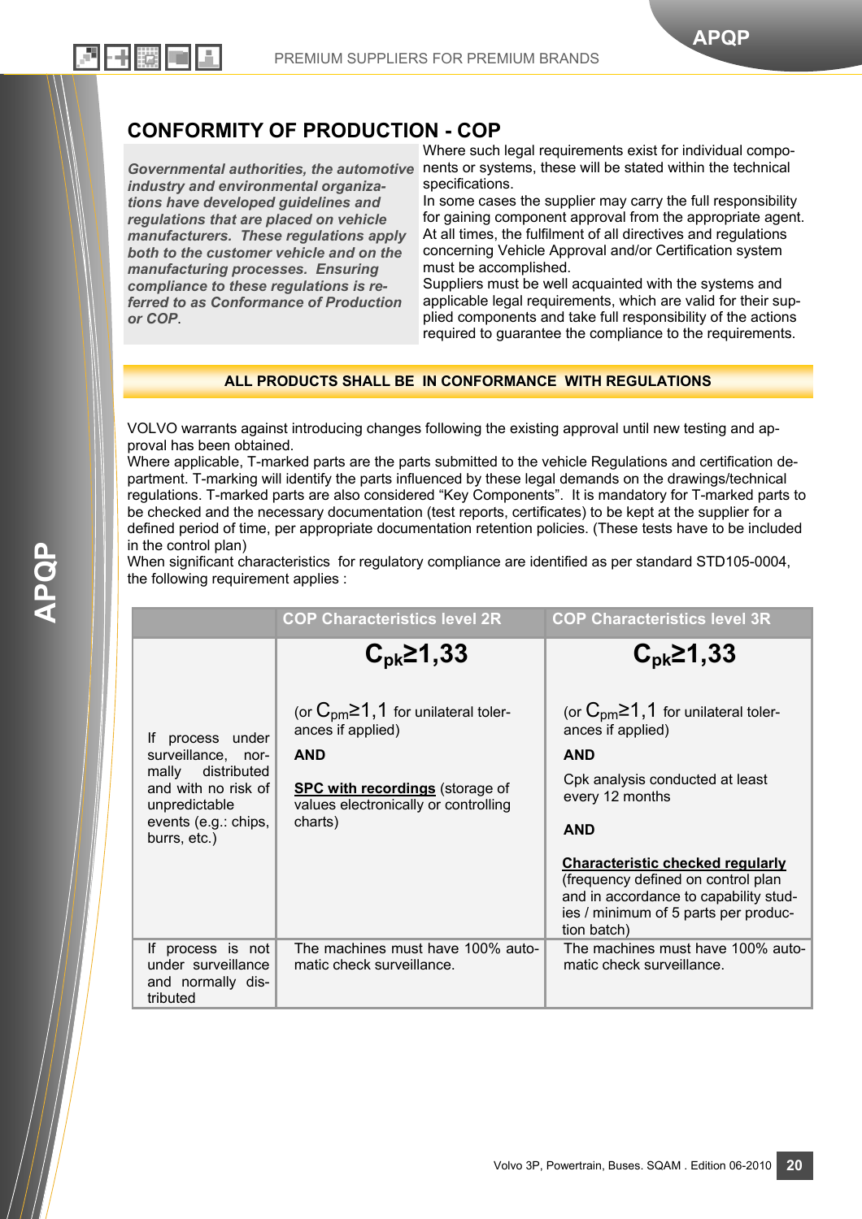## CONFORMITY OF PRODUCTION - COP

***Governmental authorities, the automotive industry and environmental organizations have developed guidelines and regulations that are placed on vehicle manufacturers. These regulations apply both to the customer vehicle and on the manufacturing processes. Ensuring compliance to these regulations is referred to as Conformance of Production or COP.***

Where such legal requirements exist for individual components or systems, these will be stated within the technical specifications.
In some cases the supplier may carry the full responsibility for gaining component approval from the appropriate agent.
At all times, the fulfilment of all directives and regulations concerning Vehicle Approval and/or Certification system must be accomplished.
Suppliers must be well acquainted with the systems and applicable legal requirements, which are valid for their supplied components and take full responsibility of the actions required to guarantee the compliance to the requirements.

**ALL PRODUCTS SHALL BE IN CONFORMANCE WITH REGULATIONS**

VOLVO warrants against introducing changes following the existing approval until new testing and approval has been obtained.
Where applicable, T-marked parts are the parts submitted to the vehicle Regulations and certification department. T-marking will identify the parts influenced by these legal demands on the drawings/technical regulations. T-marked parts are also considered “Key Components”. It is mandatory for T-marked parts to be checked and the necessary documentation (test reports, certificates) to be kept at the supplier for a defined period of time, per appropriate documentation retention policies. (These tests have to be included in the control plan)
When significant characteristics for regulatory compliance are identified as per standard STD105-0004, the following requirement applies :

| | COP Characteristics level 2R | COP Characteristics level 3R |
|---|---|---|
| If process under surveillance, normally distributed and with no risk of unpredictable events (e.g.: chips, burrs, etc.) | **$C_{pk} \geq 1,33$**<br><br>(or $C_{pm} \geq 1,1$ for unilateral tolerances if applied)<br><br>**AND**<br><br>**SPC with recordings** (storage of values electronically or controlling charts) | **$C_{pk} \geq 1,33$**<br><br>(or $C_{pm} \geq 1,1$ for unilateral tolerances if applied)<br><br>**AND**<br><br>Cpk analysis conducted at least every 12 months<br><br>**AND**<br><br>**Characteristic checked regularly** (frequency defined on control plan and in accordance to capability studies / minimum of 5 parts per production batch) |
| If process is not under surveillance and normally distributed | The machines must have 100% automatic check surveillance. | The machines must have 100% automatic check surveillance. |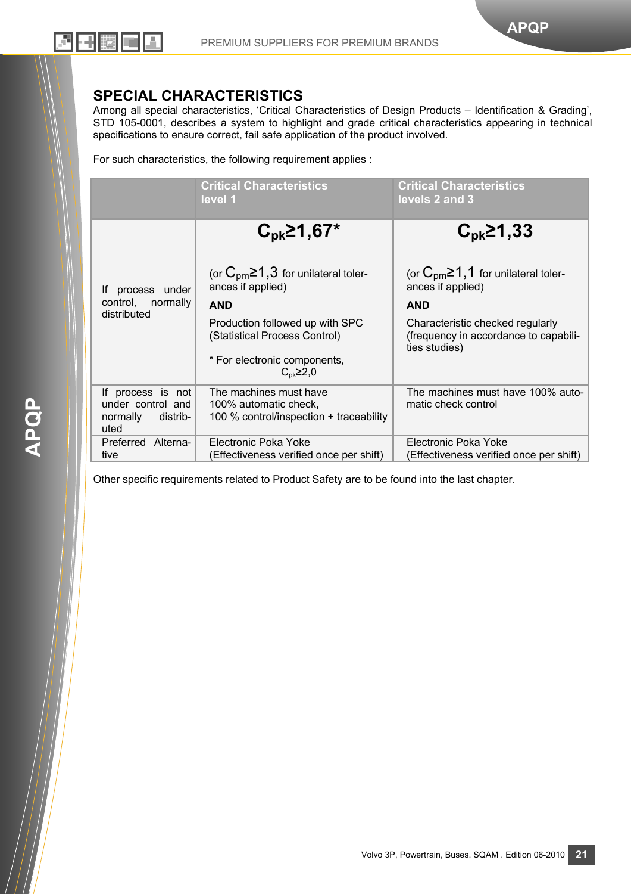## SPECIAL CHARACTERISTICS

Among all special characteristics, 'Critical Characteristics of Design Products – Identification & Grading', STD 105-0001, describes a system to highlight and grade critical characteristics appearing in technical specifications to ensure correct, fail safe application of the product involved.

For such characteristics, the following requirement applies :

| | Critical Characteristics level 1 | Critical Characteristics levels 2 and 3 |
|---|---|---|
| If process under control, normally distributed | **$C_{pk} \geq 1,67$*** <br><br> (or $C_{pm} \geq 1,3$ for unilateral tolerances if applied) <br> **AND** <br> Production followed up with SPC (Statistical Process Control) <br><br> * For electronic components, $C_{pk} \geq 2,0$ | **$C_{pk} \geq 1,33$** <br><br> (or $C_{pm} \geq 1,1$ for unilateral tolerances if applied) <br> **AND** <br> Characteristic checked regularly (frequency in accordance to capabilities studies) |
| If process is not under control and normally distributed | The machines must have 100% automatic check**,** 100 % control/inspection + traceability | The machines must have 100% automatic check control |
| Preferred Alternative | Electronic Poka Yoke (Effectiveness verified once per shift) | Electronic Poka Yoke (Effectiveness verified once per shift) |

Other specific requirements related to Product Safety are to be found into the last chapter.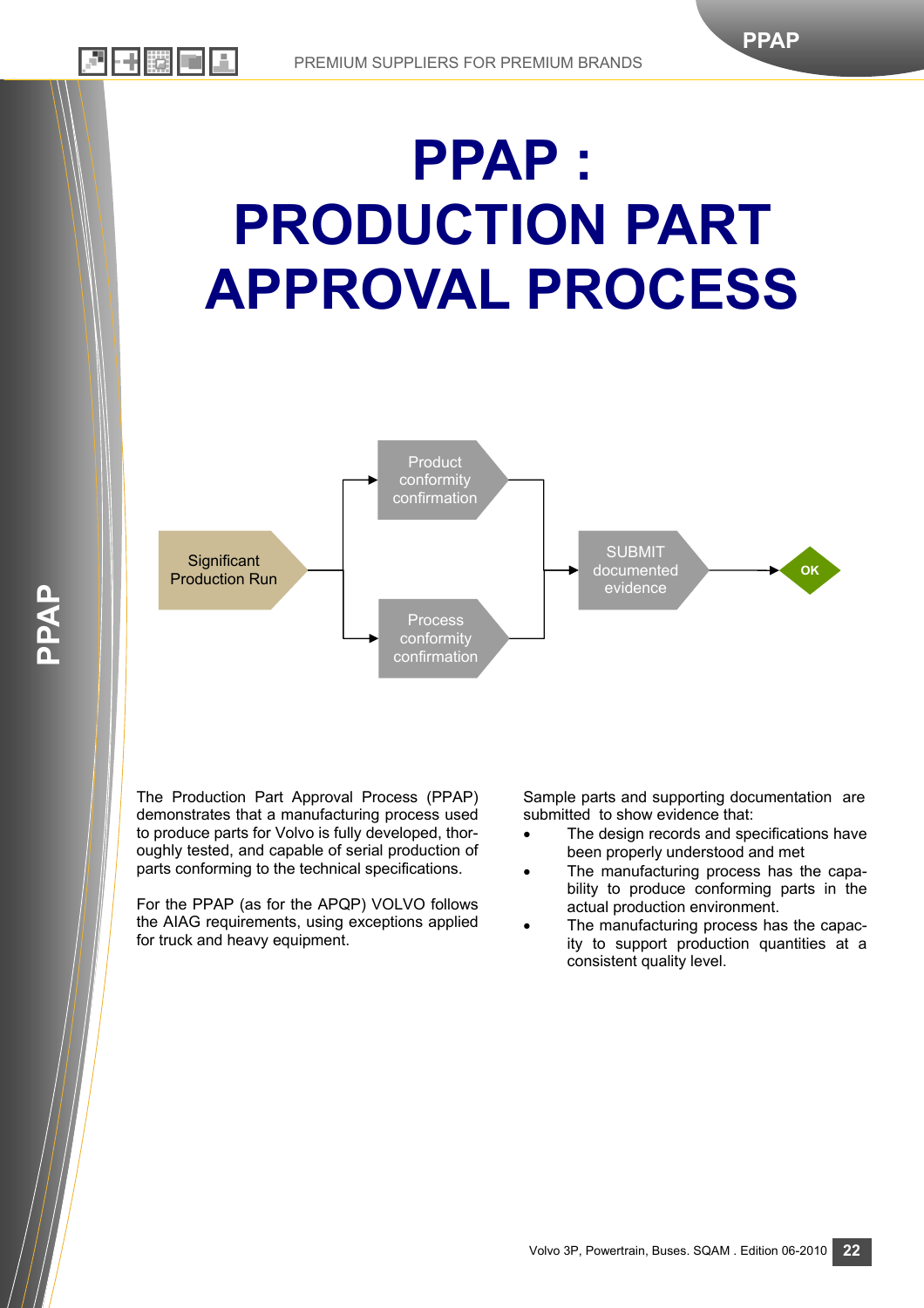# PPAP : PRODUCTION PART APPROVAL PROCESS

Significant Production Run

Product conformity confirmation

Process conformity confirmation

SUBMIT documented evidence

OK

The Production Part Approval Process (PPAP) demonstrates that a manufacturing process used to produce parts for Volvo is fully developed, thoroughly tested, and capable of serial production of parts conforming to the technical specifications.

For the PPAP (as for the APQP) VOLVO follows the AIAG requirements, using exceptions applied for truck and heavy equipment.

Sample parts and supporting documentation are submitted to show evidence that:

- The design records and specifications have been properly understood and met
- The manufacturing process has the capability to produce conforming parts in the actual production environment.
- The manufacturing process has the capacity to support production quantities at a consistent quality level.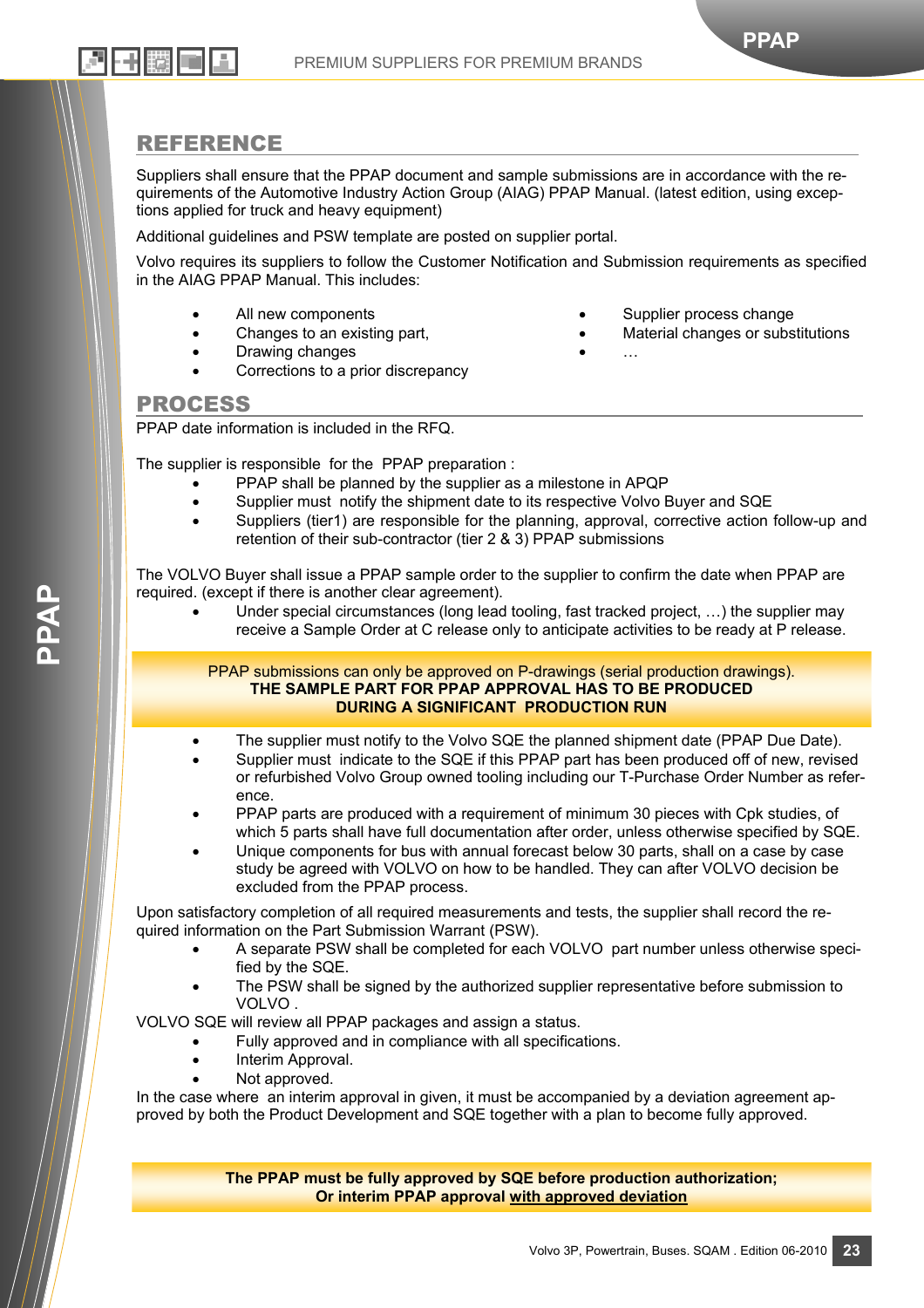## REFERENCE

Suppliers shall ensure that the PPAP document and sample submissions are in accordance with the requirements of the Automotive Industry Action Group (AIAG) PPAP Manual. (latest edition, using exceptions applied for truck and heavy equipment)

Additional guidelines and PSW template are posted on supplier portal.

Volvo requires its suppliers to follow the Customer Notification and Submission requirements as specified in the AIAG PPAP Manual. This includes:

- All new components
- Changes to an existing part,
- Drawing changes
- Corrections to a prior discrepancy
- Supplier process change
- Material changes or substitutions
- …

## PROCESS

PPAP date information is included in the RFQ.

The supplier is responsible for the PPAP preparation :

- PPAP shall be planned by the supplier as a milestone in APQP
- Supplier must notify the shipment date to its respective Volvo Buyer and SQE
- Suppliers (tier1) are responsible for the planning, approval, corrective action follow-up and retention of their sub-contractor (tier 2 & 3) PPAP submissions

The VOLVO Buyer shall issue a PPAP sample order to the supplier to confirm the date when PPAP are required. (except if there is another clear agreement).

- Under special circumstances (long lead tooling, fast tracked project, …) the supplier may receive a Sample Order at C release only to anticipate activities to be ready at P release.

PPAP submissions can only be approved on P-drawings (serial production drawings).
**THE SAMPLE PART FOR PPAP APPROVAL HAS TO BE PRODUCED DURING A SIGNIFICANT PRODUCTION RUN**

- The supplier must notify to the Volvo SQE the planned shipment date (PPAP Due Date).
- Supplier must indicate to the SQE if this PPAP part has been produced off of new, revised or refurbished Volvo Group owned tooling including our T-Purchase Order Number as reference.
- PPAP parts are produced with a requirement of minimum 30 pieces with Cpk studies, of which 5 parts shall have full documentation after order, unless otherwise specified by SQE.
- Unique components for bus with annual forecast below 30 parts, shall on a case by case study be agreed with VOLVO on how to be handled. They can after VOLVO decision be excluded from the PPAP process.

Upon satisfactory completion of all required measurements and tests, the supplier shall record the required information on the Part Submission Warrant (PSW).

- A separate PSW shall be completed for each VOLVO part number unless otherwise specified by the SQE.
- The PSW shall be signed by the authorized supplier representative before submission to VOLVO .

VOLVO SQE will review all PPAP packages and assign a status.

- Fully approved and in compliance with all specifications.
- Interim Approval.
- Not approved.

In the case where an interim approval in given, it must be accompanied by a deviation agreement approved by both the Product Development and SQE together with a plan to become fully approved.

**The PPAP must be fully approved by SQE before production authorization;**
**Or interim PPAP approval with approved deviation**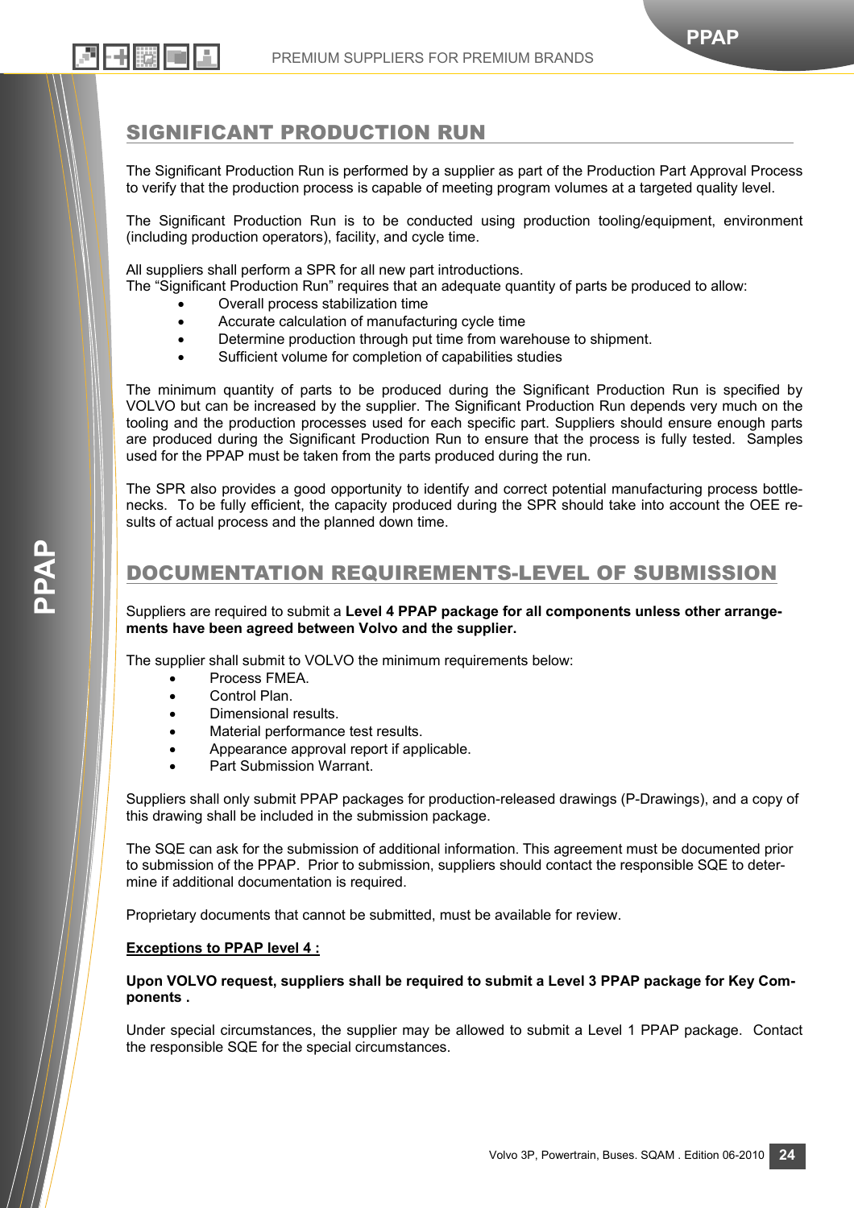## SIGNIFICANT PRODUCTION RUN

The Significant Production Run is performed by a supplier as part of the Production Part Approval Process to verify that the production process is capable of meeting program volumes at a targeted quality level.

The Significant Production Run is to be conducted using production tooling/equipment, environment (including production operators), facility, and cycle time.

All suppliers shall perform a SPR for all new part introductions.
The "Significant Production Run" requires that an adequate quantity of parts be produced to allow:

- Overall process stabilization time
- Accurate calculation of manufacturing cycle time
- Determine production through put time from warehouse to shipment.
- Sufficient volume for completion of capabilities studies

The minimum quantity of parts to be produced during the Significant Production Run is specified by VOLVO but can be increased by the supplier. The Significant Production Run depends very much on the tooling and the production processes used for each specific part. Suppliers should ensure enough parts are produced during the Significant Production Run to ensure that the process is fully tested. Samples used for the PPAP must be taken from the parts produced during the run.

The SPR also provides a good opportunity to identify and correct potential manufacturing process bottle-necks. To be fully efficient, the capacity produced during the SPR should take into account the OEE results of actual process and the planned down time.

## DOCUMENTATION REQUIREMENTS-LEVEL OF SUBMISSION

Suppliers are required to submit a **Level 4 PPAP package for all components unless other arrangements have been agreed between Volvo and the supplier.**

The supplier shall submit to VOLVO the minimum requirements below:

- Process FMEA.
- Control Plan.
- Dimensional results.
- Material performance test results.
- Appearance approval report if applicable.
- Part Submission Warrant.

Suppliers shall only submit PPAP packages for production-released drawings (P-Drawings), and a copy of this drawing shall be included in the submission package.

The SQE can ask for the submission of additional information. This agreement must be documented prior to submission of the PPAP. Prior to submission, suppliers should contact the responsible SQE to determine if additional documentation is required.

Proprietary documents that cannot be submitted, must be available for review.

**Exceptions to PPAP level 4 :**

**Upon VOLVO request, suppliers shall be required to submit a Level 3 PPAP package for Key Components .**

Under special circumstances, the supplier may be allowed to submit a Level 1 PPAP package. Contact the responsible SQE for the special circumstances.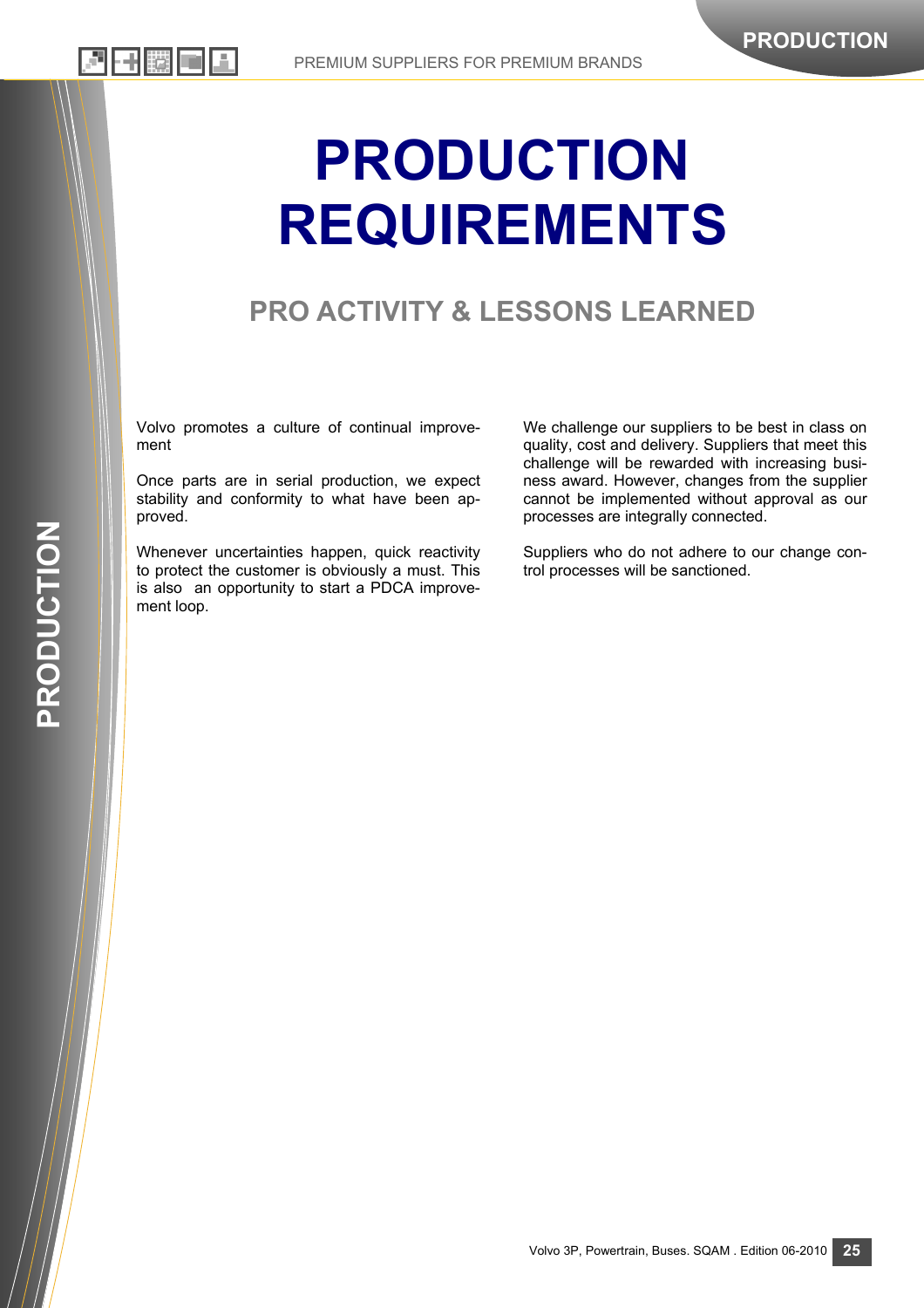# PRODUCTION REQUIREMENTS

## PRO ACTIVITY & LESSONS LEARNED

Volvo promotes a culture of continual improvement

Once parts are in serial production, we expect stability and conformity to what have been approved.

Whenever uncertainties happen, quick reactivity to protect the customer is obviously a must. This is also an opportunity to start a PDCA improvement loop.

We challenge our suppliers to be best in class on quality, cost and delivery. Suppliers that meet this challenge will be rewarded with increasing business award. However, changes from the supplier cannot be implemented without approval as our processes are integrally connected.

Suppliers who do not adhere to our change control processes will be sanctioned.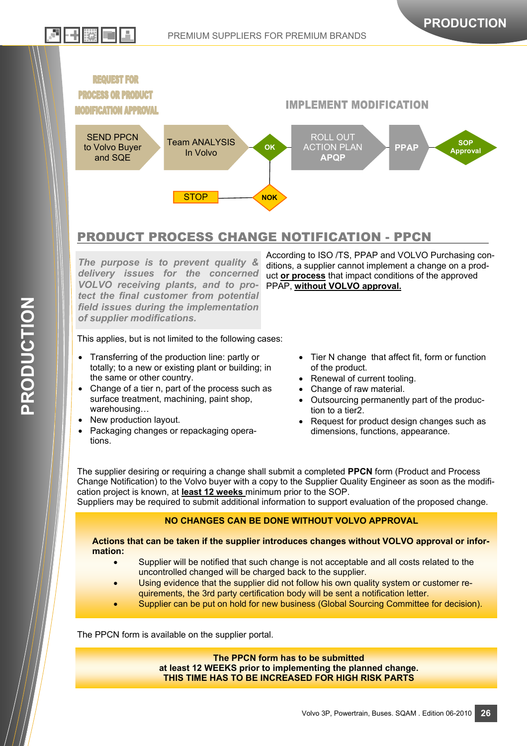REQUEST FOR PROCESS OR PRODUCT MODIFICATION APPROVAL

IMPLEMENT MODIFICATION

SEND PPCN to Volvo Buyer and SQE → Team ANALYSIS In Volvo → OK → ROLL OUT ACTION PLAN APQP → PPAP → SOP Approval

NOK → STOP

## PRODUCT PROCESS CHANGE NOTIFICATION - PPCN

***The purpose is to prevent quality & delivery issues for the concerned VOLVO receiving plants, and to protect the final customer from potential field issues during the implementation of supplier modifications.***

According to ISO /TS, PPAP and VOLVO Purchasing conditions, a supplier cannot implement a change on a product **or process** that impact conditions of the approved PPAP, **without VOLVO approval.**

This applies, but is not limited to the following cases:

- Transferring of the production line: partly or totally; to a new or existing plant or building; in the same or other country.
- Change of a tier n, part of the process such as surface treatment, machining, paint shop, warehousing…
- New production layout.
- Packaging changes or repackaging operations.
- Tier N change that affect fit, form or function of the product.
- Renewal of current tooling.
- Change of raw material.
- Outsourcing permanently part of the production to a tier2.
- Request for product design changes such as dimensions, functions, appearance.

The supplier desiring or requiring a change shall submit a completed **PPCN** form (Product and Process Change Notification) to the Volvo buyer with a copy to the Supplier Quality Engineer as soon as the modification project is known, at **least 12 weeks** minimum prior to the SOP.
Suppliers may be required to submit additional information to support evaluation of the proposed change.

**NO CHANGES CAN BE DONE WITHOUT VOLVO APPROVAL**

**Actions that can be taken if the supplier introduces changes without VOLVO approval or information:**

- Supplier will be notified that such change is not acceptable and all costs related to the uncontrolled changed will be charged back to the supplier.
- Using evidence that the supplier did not follow his own quality system or customer requirements, the 3rd party certification body will be sent a notification letter.
- Supplier can be put on hold for new business (Global Sourcing Committee for decision).

The PPCN form is available on the supplier portal.

**The PPCN form has to be submitted**
**at least 12 WEEKS prior to implementing the planned change.**
**THIS TIME HAS TO BE INCREASED FOR HIGH RISK PARTS**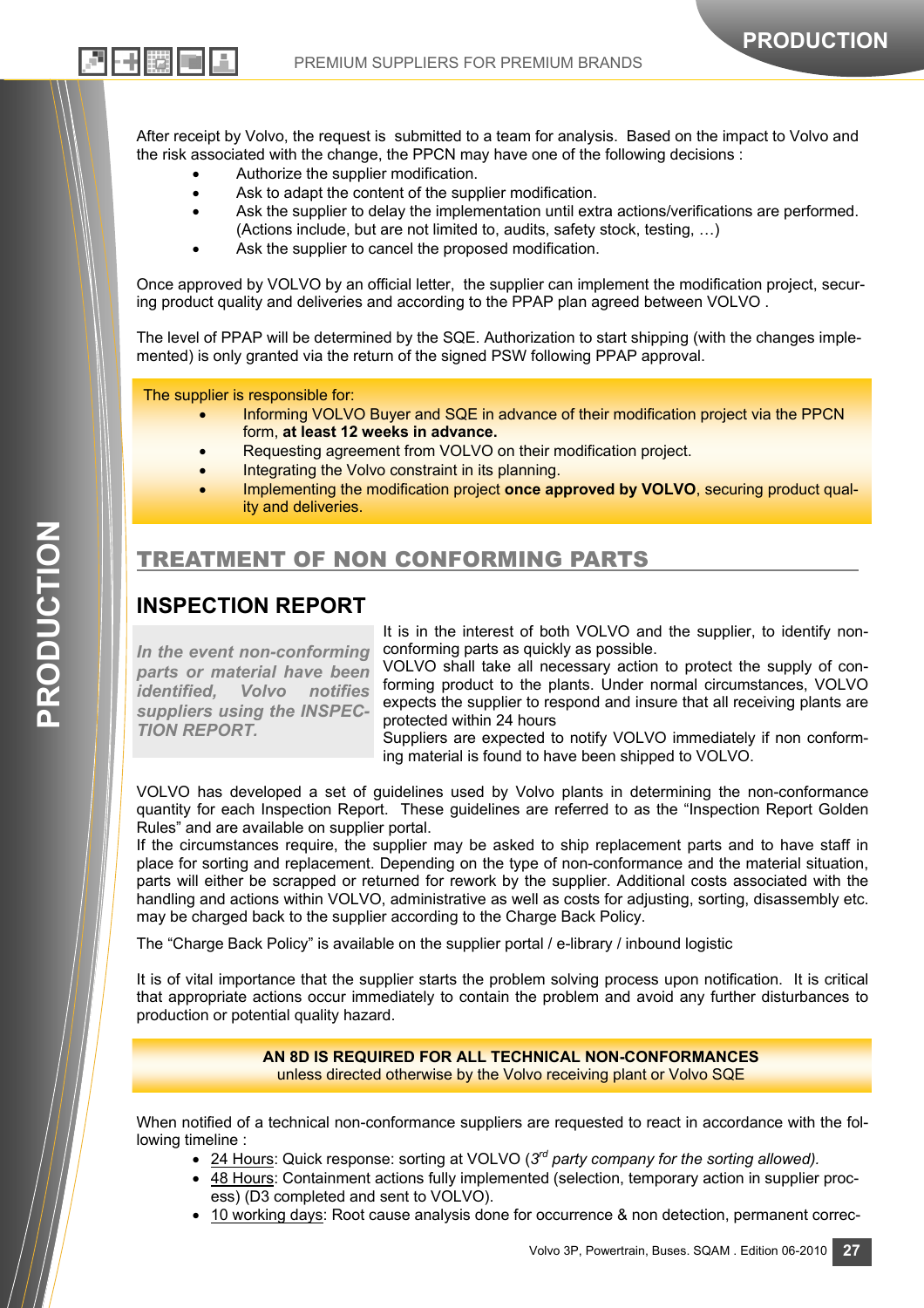After receipt by Volvo, the request is submitted to a team for analysis. Based on the impact to Volvo and the risk associated with the change, the PPCN may have one of the following decisions :

- Authorize the supplier modification.
- Ask to adapt the content of the supplier modification.
- Ask the supplier to delay the implementation until extra actions/verifications are performed. (Actions include, but are not limited to, audits, safety stock, testing, …)
- Ask the supplier to cancel the proposed modification.

Once approved by VOLVO by an official letter, the supplier can implement the modification project, securing product quality and deliveries and according to the PPAP plan agreed between VOLVO .

The level of PPAP will be determined by the SQE. Authorization to start shipping (with the changes implemented) is only granted via the return of the signed PSW following PPAP approval.

The supplier is responsible for:

- Informing VOLVO Buyer and SQE in advance of their modification project via the PPCN form, **at least 12 weeks in advance.**
- Requesting agreement from VOLVO on their modification project.
- Integrating the Volvo constraint in its planning.
- Implementing the modification project **once approved by VOLVO**, securing product quality and deliveries.

## TREATMENT OF NON CONFORMING PARTS

### INSPECTION REPORT

*In the event non-conforming parts or material have been identified, Volvo notifies suppliers using the INSPECTION REPORT.*

It is in the interest of both VOLVO and the supplier, to identify non-conforming parts as quickly as possible.
VOLVO shall take all necessary action to protect the supply of conforming product to the plants. Under normal circumstances, VOLVO expects the supplier to respond and insure that all receiving plants are protected within 24 hours
Suppliers are expected to notify VOLVO immediately if non conforming material is found to have been shipped to VOLVO.

VOLVO has developed a set of guidelines used by Volvo plants in determining the non-conformance quantity for each Inspection Report. These guidelines are referred to as the “Inspection Report Golden Rules” and are available on supplier portal.
If the circumstances require, the supplier may be asked to ship replacement parts and to have staff in place for sorting and replacement. Depending on the type of non-conformance and the material situation, parts will either be scrapped or returned for rework by the supplier. Additional costs associated with the handling and actions within VOLVO, administrative as well as costs for adjusting, sorting, disassembly etc. may be charged back to the supplier according to the Charge Back Policy.

The “Charge Back Policy” is available on the supplier portal / e-library / inbound logistic

It is of vital importance that the supplier starts the problem solving process upon notification. It is critical that appropriate actions occur immediately to contain the problem and avoid any further disturbances to production or potential quality hazard.

**AN 8D IS REQUIRED FOR ALL TECHNICAL NON-CONFORMANCES**
unless directed otherwise by the Volvo receiving plant or Volvo SQE

When notified of a technical non-conformance suppliers are requested to react in accordance with the following timeline :

- <u>24 Hours</u>: Quick response: sorting at VOLVO (*3rd party company for the sorting allowed).*
- <u>48 Hours</u>: Containment actions fully implemented (selection, temporary action in supplier process) (D3 completed and sent to VOLVO).
- <u>10 working days</u>: Root cause analysis done for occurrence & non detection, permanent correc-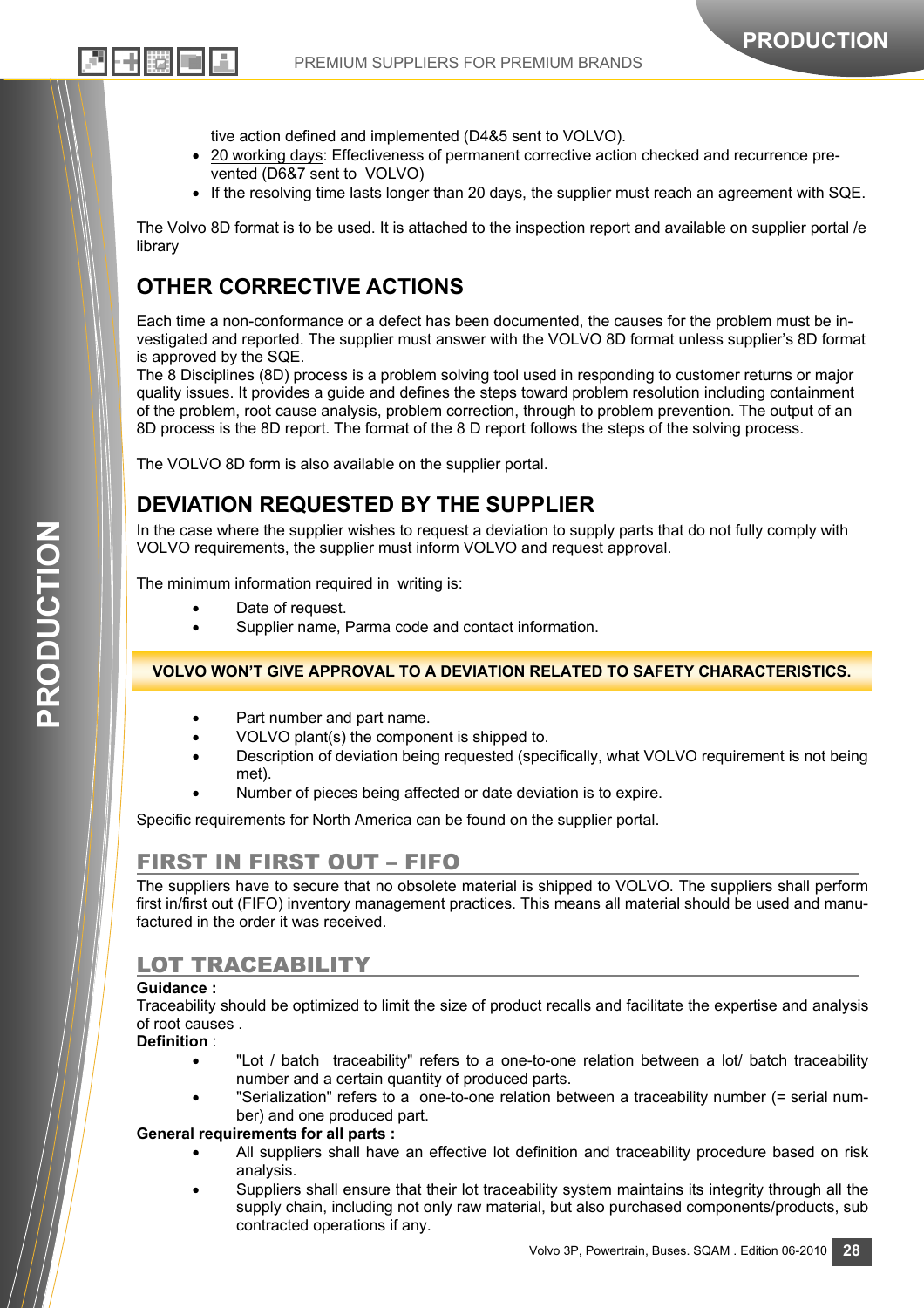tive action defined and implemented (D4&5 sent to VOLVO).

- 20 working days: Effectiveness of permanent corrective action checked and recurrence prevented (D6&7 sent to VOLVO)
- If the resolving time lasts longer than 20 days, the supplier must reach an agreement with SQE.

The Volvo 8D format is to be used. It is attached to the inspection report and available on supplier portal /e library

## OTHER CORRECTIVE ACTIONS

Each time a non-conformance or a defect has been documented, the causes for the problem must be investigated and reported. The supplier must answer with the VOLVO 8D format unless supplier's 8D format is approved by the SQE.
The 8 Disciplines (8D) process is a problem solving tool used in responding to customer returns or major quality issues. It provides a guide and defines the steps toward problem resolution including containment of the problem, root cause analysis, problem correction, through to problem prevention. The output of an 8D process is the 8D report. The format of the 8 D report follows the steps of the solving process.

The VOLVO 8D form is also available on the supplier portal.

## DEVIATION REQUESTED BY THE SUPPLIER

In the case where the supplier wishes to request a deviation to supply parts that do not fully comply with VOLVO requirements, the supplier must inform VOLVO and request approval.

The minimum information required in writing is:

- Date of request.
- Supplier name, Parma code and contact information.

**VOLVO WON'T GIVE APPROVAL TO A DEVIATION RELATED TO SAFETY CHARACTERISTICS.**

- Part number and part name.
- VOLVO plant(s) the component is shipped to.
- Description of deviation being requested (specifically, what VOLVO requirement is not being met).
- Number of pieces being affected or date deviation is to expire.

Specific requirements for North America can be found on the supplier portal.

## FIRST IN FIRST OUT – FIFO

The suppliers have to secure that no obsolete material is shipped to VOLVO. The suppliers shall perform first in/first out (FIFO) inventory management practices. This means all material should be used and manufactured in the order it was received.

## LOT TRACEABILITY

**Guidance :**
Traceability should be optimized to limit the size of product recalls and facilitate the expertise and analysis of root causes .
**Definition** :

- "Lot / batch traceability" refers to a one-to-one relation between a lot/ batch traceability number and a certain quantity of produced parts.
- "Serialization" refers to a one-to-one relation between a traceability number (= serial number) and one produced part.

**General requirements for all parts :**

- All suppliers shall have an effective lot definition and traceability procedure based on risk analysis.
- Suppliers shall ensure that their lot traceability system maintains its integrity through all the supply chain, including not only raw material, but also purchased components/products, sub contracted operations if any.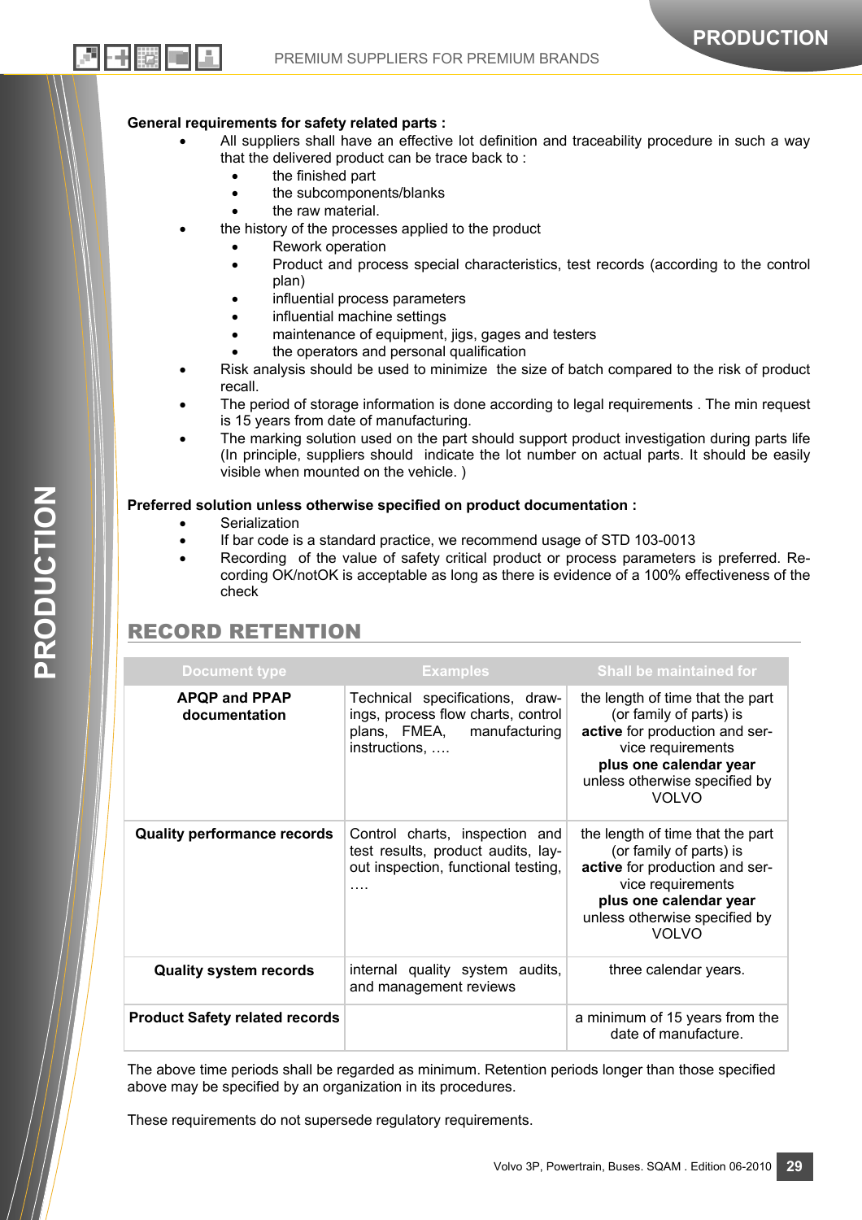**General requirements for safety related parts :**

- All suppliers shall have an effective lot definition and traceability procedure in such a way that the delivered product can be trace back to :
  - the finished part
  - the subcomponents/blanks
  - the raw material.
- the history of the processes applied to the product
  - Rework operation
  - Product and process special characteristics, test records (according to the control plan)
  - influential process parameters
  - influential machine settings
  - maintenance of equipment, jigs, gages and testers
  - the operators and personal qualification
- Risk analysis should be used to minimize the size of batch compared to the risk of product recall.
- The period of storage information is done according to legal requirements . The min request is 15 years from date of manufacturing.
- The marking solution used on the part should support product investigation during parts life (In principle, suppliers should indicate the lot number on actual parts. It should be easily visible when mounted on the vehicle. )

**Preferred solution unless otherwise specified on product documentation :**

- Serialization
- If bar code is a standard practice, we recommend usage of STD 103-0013
- Recording of the value of safety critical product or process parameters is preferred. Recording OK/notOK is acceptable as long as there is evidence of a 100% effectiveness of the check

## RECORD RETENTION

| Document type | Examples | Shall be maintained for |
|---|---|---|
| **APQP and PPAP documentation** | Technical specifications, drawings, process flow charts, control plans, FMEA, manufacturing instructions, …. | the length of time that the part (or family of parts) is **active** for production and service requirements **plus one calendar year** unless otherwise specified by VOLVO |
| **Quality performance records** | Control charts, inspection and test results, product audits, layout inspection, functional testing, …. | the length of time that the part (or family of parts) is **active** for production and service requirements **plus one calendar year** unless otherwise specified by VOLVO |
| **Quality system records** | internal quality system audits, and management reviews | three calendar years. |
| **Product Safety related records** | | a minimum of 15 years from the date of manufacture. |

The above time periods shall be regarded as minimum. Retention periods longer than those specified above may be specified by an organization in its procedures.

These requirements do not supersede regulatory requirements.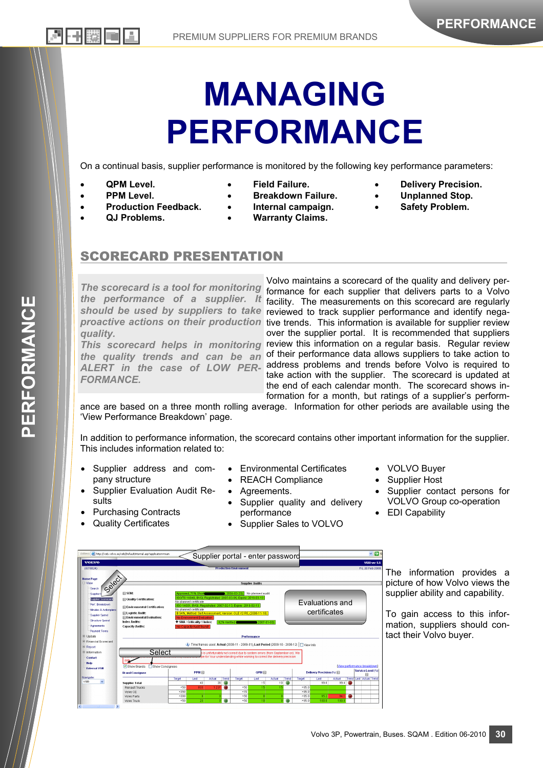# MANAGING PERFORMANCE

On a continual basis, supplier performance is monitored by the following key performance parameters:

- **QPM Level.**
- **PPM Level.**
- **Production Feedback.**
- **QJ Problems.**
- **Field Failure.**
- **Breakdown Failure.**
- **Internal campaign.**
- **Warranty Claims.**
- **Delivery Precision.**
- **Unplanned Stop.**
- **Safety Problem.**

## SCORECARD PRESENTATION

*The scorecard is a tool for monitoring the performance of a supplier. It should be used by suppliers to take proactive actions on their production quality.*
*This scorecard helps in monitoring the quality trends and can be an ALERT in the case of LOW PERFORMANCE.*

Volvo maintains a scorecard of the quality and delivery performance for each supplier that delivers parts to a Volvo facility. The measurements on this scorecard are regularly reviewed to track supplier performance and identify negative trends. This information is available for supplier review over the supplier portal. It is recommended that suppliers review this information on a regular basis. Regular review of their performance data allows suppliers to take action to address problems and trends before Volvo is required to take action with the supplier. The scorecard is updated at the end of each calendar month. The scorecard shows information for a month, but ratings of a supplier's performance are based on a three month rolling average. Information for other periods are available using the 'View Performance Breakdown' page.

In addition to performance information, the scorecard contains other important information for the supplier. This includes information related to:

- Supplier address and company structure
- Supplier Evaluation Audit Results
- Purchasing Contracts
- Quality Certificates
- Environmental Certificates
- REACH Compliance
- Agreements.
- Supplier quality and delivery performance
- Supplier Sales to VOLVO
- VOLVO Buyer
- Supplier Host
- Supplier contact persons for VOLVO Group co-operation
- EDI Capability

The information provides a picture of how Volvo views the supplier ability and capability.

To gain access to this information, suppliers should contact their Volvo buyer.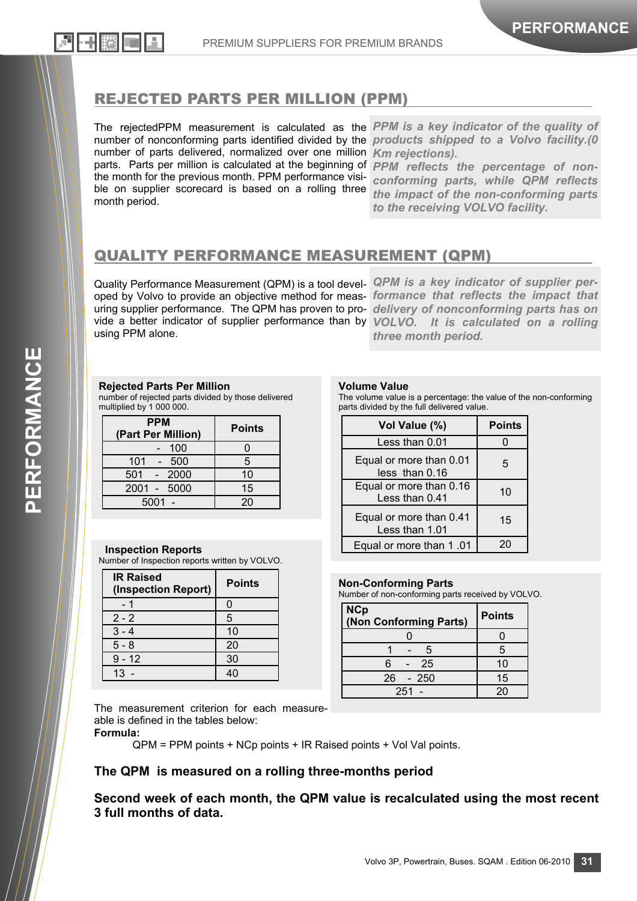## REJECTED PARTS PER MILLION (PPM)

The rejectedPPM measurement is calculated as the number of nonconforming parts identified divided by the number of parts delivered, normalized over one million parts. Parts per million is calculated at the beginning of the month for the previous month. PPM performance visible on supplier scorecard is based on a rolling three month period.

*PPM is a key indicator of the quality of products shipped to a Volvo facility.(0 Km rejections).*
*PPM reflects the percentage of non-conforming parts, while QPM reflects the impact of the non-conforming parts to the receiving VOLVO facility.*

## QUALITY PERFORMANCE MEASUREMENT (QPM)

Quality Performance Measurement (QPM) is a tool developed by Volvo to provide an objective method for measuring supplier performance. The QPM has proven to provide a better indicator of supplier performance than by using PPM alone.

*QPM is a key indicator of supplier performance that reflects the impact that delivery of nonconforming parts has on VOLVO. It is calculated on a rolling three month period.*

**Rejected Parts Per Million**
number of rejected parts divided by those delivered multiplied by 1 000 000.

| PPM (Part Per Million) | Points |
|---|---|
| - 100 | 0 |
| 101 - 500 | 5 |
| 501 - 2000 | 10 |
| 2001 - 5000 | 15 |
| 5001 - | 20 |

**Volume Value**
The volume value is a percentage: the value of the non-conforming parts divided by the full delivered value.

| Vol Value (%) | Points |
|---|---|
| Less than 0.01 | 0 |
| Equal or more than 0.01 less than 0.16 | 5 |
| Equal or more than 0.16 Less than 0.41 | 10 |
| Equal or more than 0.41 Less than 1.01 | 15 |
| Equal or more than 1 .01 | 20 |

**Inspection Reports**
Number of Inspection reports written by VOLVO.

| IR Raised (Inspection Report) | Points |
|---|---|
| - 1 | 0 |
| 2 - 2 | 5 |
| 3 - 4 | 10 |
| 5 - 8 | 20 |
| 9 - 12 | 30 |
| 13 - | 40 |

**Non-Conforming Parts**
Number of non-conforming parts received by VOLVO.

| NCp (Non Conforming Parts) | Points |
|---|---|
| 0 | 0 |
| 1 - 5 | 5 |
| 6 - 25 | 10 |
| 26 - 250 | 15 |
| 251 - | 20 |

The measurement criterion for each measureable is defined in the tables below:

**Formula:**

QPM = PPM points + NCp points + IR Raised points + Vol Val points.

**The QPM is measured on a rolling three-months period**

**Second week of each month, the QPM value is recalculated using the most recent 3 full months of data.**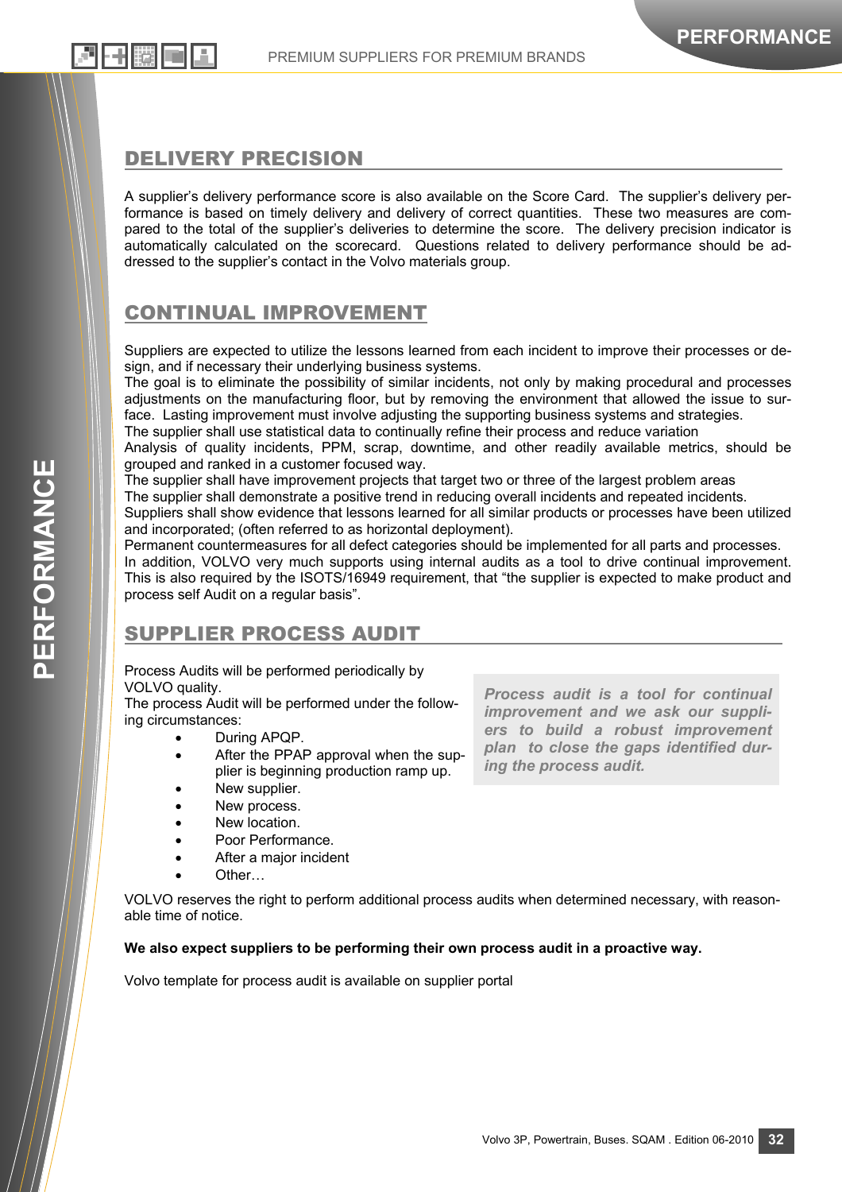## DELIVERY PRECISION

A supplier's delivery performance score is also available on the Score Card. The supplier's delivery performance is based on timely delivery and delivery of correct quantities. These two measures are compared to the total of the supplier's deliveries to determine the score. The delivery precision indicator is automatically calculated on the scorecard. Questions related to delivery performance should be addressed to the supplier's contact in the Volvo materials group.

## CONTINUAL IMPROVEMENT

Suppliers are expected to utilize the lessons learned from each incident to improve their processes or design, and if necessary their underlying business systems.
The goal is to eliminate the possibility of similar incidents, not only by making procedural and processes adjustments on the manufacturing floor, but by removing the environment that allowed the issue to surface. Lasting improvement must involve adjusting the supporting business systems and strategies.
The supplier shall use statistical data to continually refine their process and reduce variation
Analysis of quality incidents, PPM, scrap, downtime, and other readily available metrics, should be grouped and ranked in a customer focused way.
The supplier shall have improvement projects that target two or three of the largest problem areas
The supplier shall demonstrate a positive trend in reducing overall incidents and repeated incidents.
Suppliers shall show evidence that lessons learned for all similar products or processes have been utilized and incorporated; (often referred to as horizontal deployment).
Permanent countermeasures for all defect categories should be implemented for all parts and processes.
In addition, VOLVO very much supports using internal audits as a tool to drive continual improvement. This is also required by the ISOTS/16949 requirement, that "the supplier is expected to make product and process self Audit on a regular basis".

## SUPPLIER PROCESS AUDIT

Process Audits will be performed periodically by VOLVO quality.
The process Audit will be performed under the following circumstances:

- During APQP.
- After the PPAP approval when the supplier is beginning production ramp up.
- New supplier.
- New process.
- New location.
- Poor Performance.
- After a major incident
- Other…

***Process audit is a tool for continual improvement and we ask our suppliers to build a robust improvement plan to close the gaps identified during the process audit.***

VOLVO reserves the right to perform additional process audits when determined necessary, with reasonable time of notice.

**We also expect suppliers to be performing their own process audit in a proactive way.**

Volvo template for process audit is available on supplier portal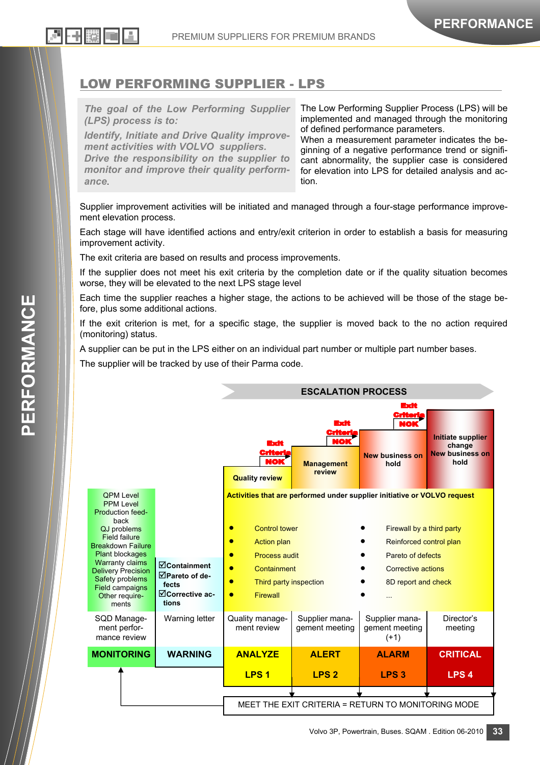## LOW PERFORMING SUPPLIER - LPS

*The goal of the Low Performing Supplier (LPS) process is to:*

*Identify, Initiate and Drive Quality improvement activities with VOLVO suppliers.*
*Drive the responsibility on the supplier to monitor and improve their quality performance.*

The Low Performing Supplier Process (LPS) will be implemented and managed through the monitoring of defined performance parameters.
When a measurement parameter indicates the beginning of a negative performance trend or significant abnormality, the supplier case is considered for elevation into LPS for detailed analysis and action.

Supplier improvement activities will be initiated and managed through a four-stage performance improvement elevation process.

Each stage will have identified actions and entry/exit criterion in order to establish a basis for measuring improvement activity.

The exit criteria are based on results and process improvements.

If the supplier does not meet his exit criteria by the completion date or if the quality situation becomes worse, they will be elevated to the next LPS stage level

Each time the supplier reaches a higher stage, the actions to be achieved will be those of the stage before, plus some additional actions.

If the exit criterion is met, for a specific stage, the supplier is moved back to the no action required (monitoring) status.

A supplier can be put in the LPS either on an individual part number or multiple part number bases.

The supplier will be tracked by use of their Parma code.

### ESCALATION PROCESS

| MONITORING | WARNING | ANALYZE LPS 1 | ALERT LPS 2 | ALARM LPS 3 | CRITICAL LPS 4 |
|---|---|---|---|---|---|
| | | Quality review | Management review | New business on hold | Initiate supplier change New business on hold |
| | | | Exit Criteria NOK | Exit Criteria NOK | Exit Criteria NOK |
| QPM Level, PPM Level, Production feed-back, QJ problems, Field failure, Breakdown Failure, Plant blockages, Warranty claims, Delivery Precision, Safety problems, Field campaigns, Other require-ments | ☑Containment ☑Pareto of defects ☑Corrective actions | Activities that are performed under supplier initiative or VOLVO request: | | | |
| SQD Management performance review | Warning letter | Quality management review | Supplier management meeting | Supplier management meeting (+1) | Director's meeting |

Activities that are performed under supplier initiative or VOLVO request:

- Control tower
- Action plan
- Process audit
- Containment
- Third party inspection
- Firewall
- Firewall by a third party
- Reinforced control plan
- Pareto of defects
- Corrective actions
- 8D report and check
- ...

MEET THE EXIT CRITERIA = RETURN TO MONITORING MODE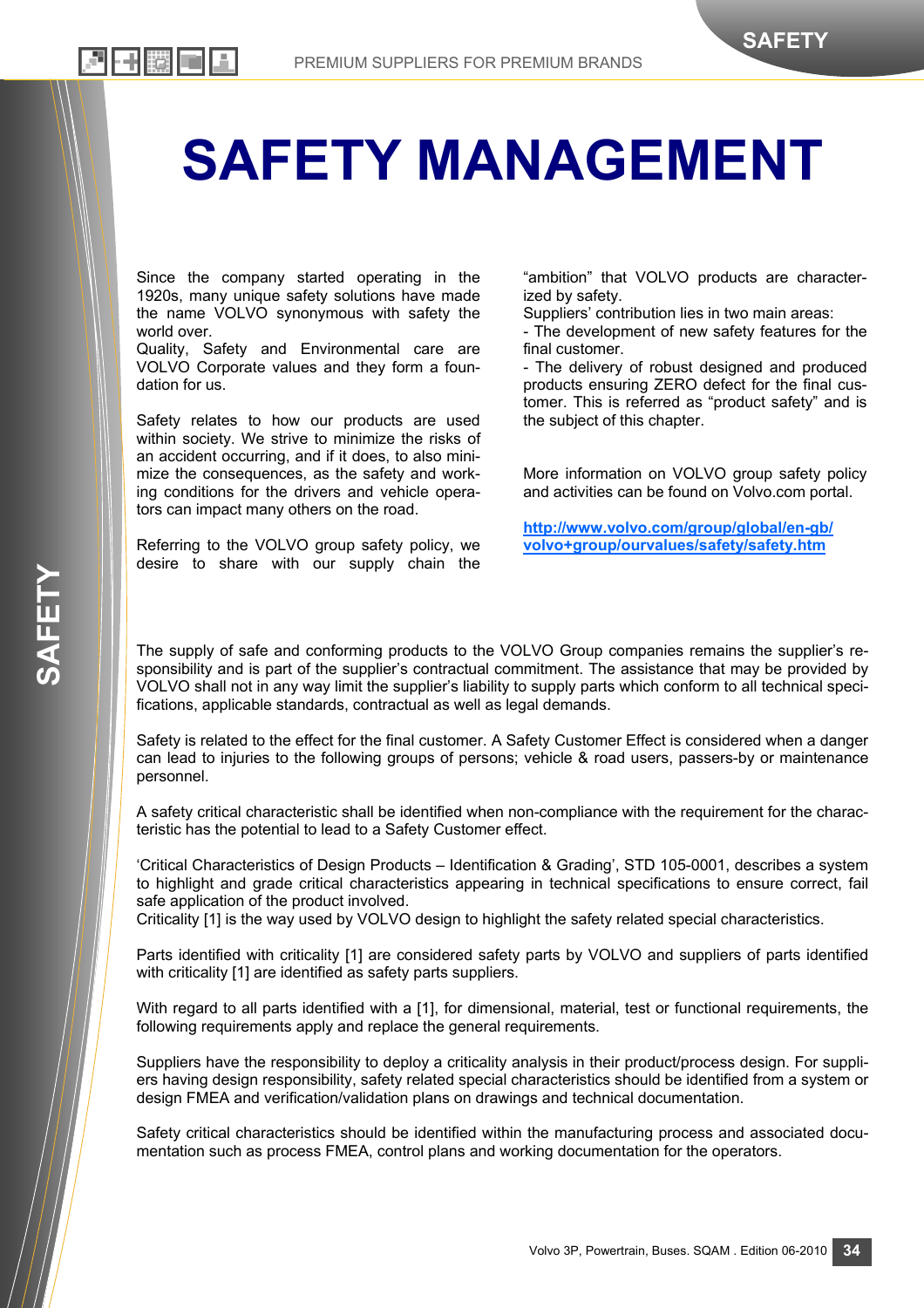# SAFETY MANAGEMENT

Since the company started operating in the 1920s, many unique safety solutions have made the name VOLVO synonymous with safety the world over.
Quality, Safety and Environmental care are VOLVO Corporate values and they form a foundation for us.

Safety relates to how our products are used within society. We strive to minimize the risks of an accident occurring, and if it does, to also minimize the consequences, as the safety and working conditions for the drivers and vehicle operators can impact many others on the road.

Referring to the VOLVO group safety policy, we desire to share with our supply chain the "ambition" that VOLVO products are characterized by safety.
Suppliers' contribution lies in two main areas:
- The development of new safety features for the final customer.
- The delivery of robust designed and produced products ensuring ZERO defect for the final customer. This is referred as "product safety" and is the subject of this chapter.

More information on VOLVO group safety policy and activities can be found on Volvo.com portal.

**http://www.volvo.com/group/global/en-gb/volvo+group/ourvalues/safety/safety.htm**

The supply of safe and conforming products to the VOLVO Group companies remains the supplier's responsibility and is part of the supplier's contractual commitment. The assistance that may be provided by VOLVO shall not in any way limit the supplier's liability to supply parts which conform to all technical specifications, applicable standards, contractual as well as legal demands.

Safety is related to the effect for the final customer. A Safety Customer Effect is considered when a danger can lead to injuries to the following groups of persons; vehicle & road users, passers-by or maintenance personnel.

A safety critical characteristic shall be identified when non-compliance with the requirement for the characteristic has the potential to lead to a Safety Customer effect.

'Critical Characteristics of Design Products – Identification & Grading', STD 105-0001, describes a system to highlight and grade critical characteristics appearing in technical specifications to ensure correct, fail safe application of the product involved.
Criticality [1] is the way used by VOLVO design to highlight the safety related special characteristics.

Parts identified with criticality [1] are considered safety parts by VOLVO and suppliers of parts identified with criticality [1] are identified as safety parts suppliers.

With regard to all parts identified with a [1], for dimensional, material, test or functional requirements, the following requirements apply and replace the general requirements.

Suppliers have the responsibility to deploy a criticality analysis in their product/process design. For suppliers having design responsibility, safety related special characteristics should be identified from a system or design FMEA and verification/validation plans on drawings and technical documentation.

Safety critical characteristics should be identified within the manufacturing process and associated documentation such as process FMEA, control plans and working documentation for the operators.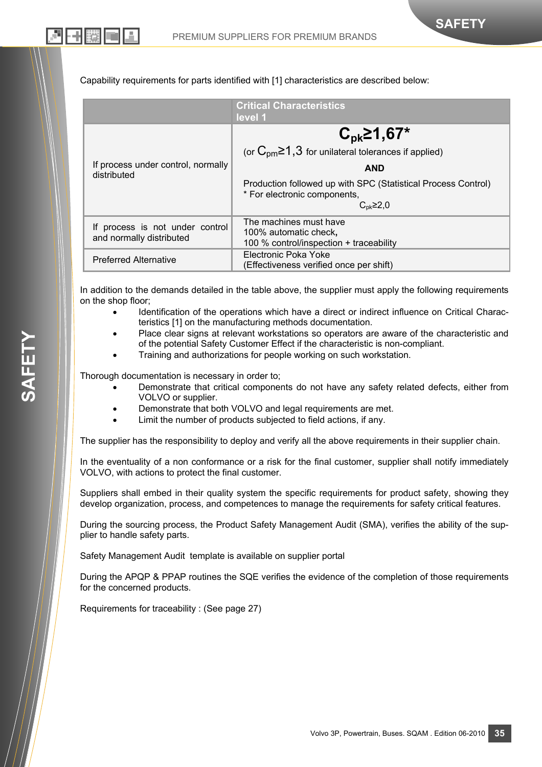Capability requirements for parts identified with [1] characteristics are described below:

| | Critical Characteristics level 1 |
|---|---|
| If process under control, normally distributed | **$C_{pk} \geq 1{,}67$*** (or $C_{pm} \geq 1{,}3$ for unilateral tolerances if applied) **AND** Production followed up with SPC (Statistical Process Control) * For electronic components, $C_{pk} \geq 2{,}0$ |
| If process is not under control and normally distributed | The machines must have 100% automatic check**,** 100 % control/inspection + traceability |
| Preferred Alternative | Electronic Poka Yoke (Effectiveness verified once per shift) |

In addition to the demands detailed in the table above, the supplier must apply the following requirements on the shop floor;

- Identification of the operations which have a direct or indirect influence on Critical Characteristics [1] on the manufacturing methods documentation.
- Place clear signs at relevant workstations so operators are aware of the characteristic and of the potential Safety Customer Effect if the characteristic is non-compliant.
- Training and authorizations for people working on such workstation.

Thorough documentation is necessary in order to;

- Demonstrate that critical components do not have any safety related defects, either from VOLVO or supplier.
- Demonstrate that both VOLVO and legal requirements are met.
- Limit the number of products subjected to field actions, if any.

The supplier has the responsibility to deploy and verify all the above requirements in their supplier chain.

In the eventuality of a non conformance or a risk for the final customer, supplier shall notify immediately VOLVO, with actions to protect the final customer.

Suppliers shall embed in their quality system the specific requirements for product safety, showing they develop organization, process, and competences to manage the requirements for safety critical features.

During the sourcing process, the Product Safety Management Audit (SMA), verifies the ability of the supplier to handle safety parts.

Safety Management Audit template is available on supplier portal

During the APQP & PPAP routines the SQE verifies the evidence of the completion of those requirements for the concerned products.

Requirements for traceability : (See page 27)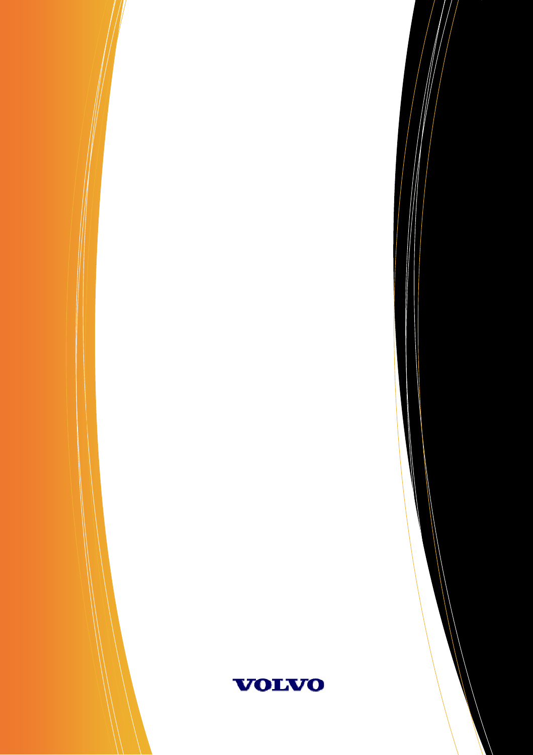VOLVO